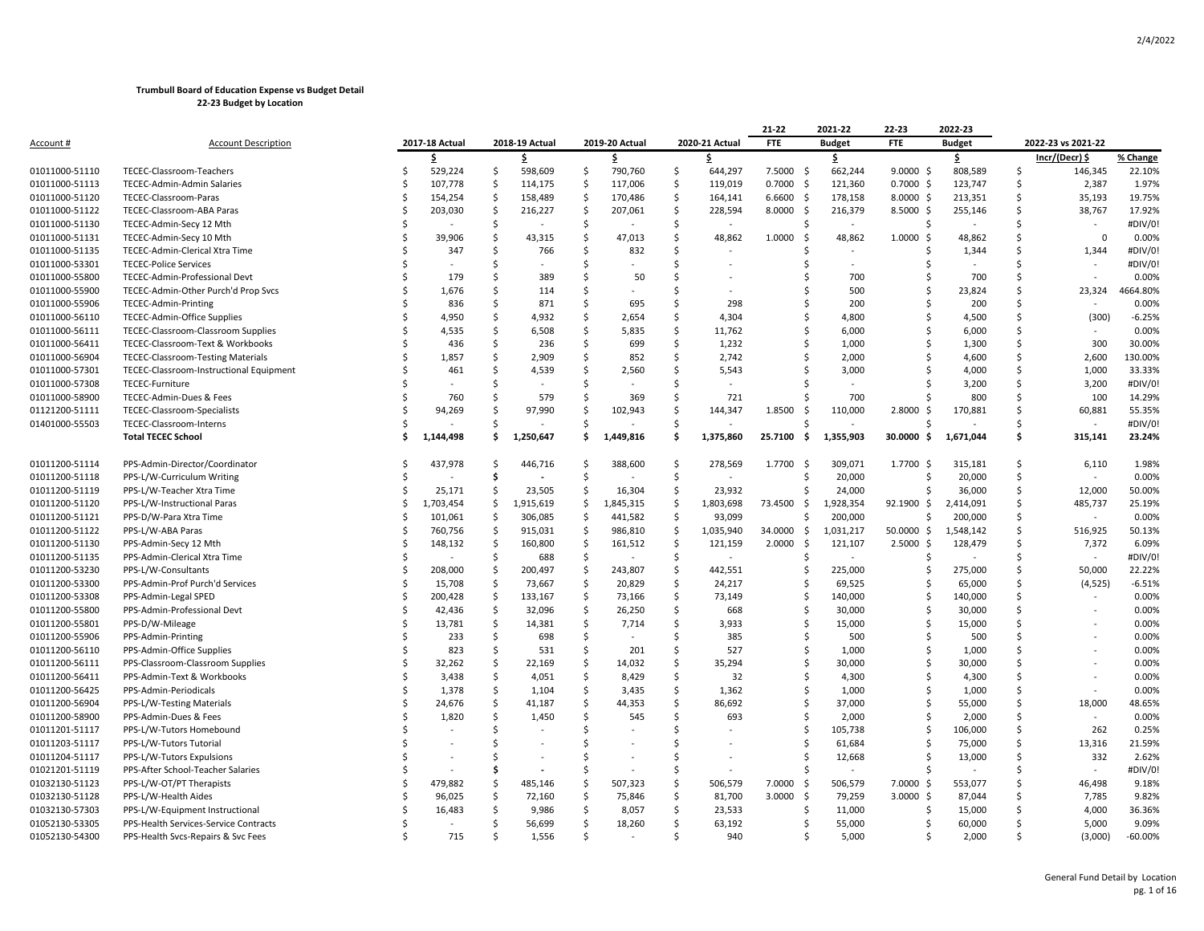**Trumbull Board of Education Expense vs Budget Detail**
**22-23 Budget by Location**

| Account # | Account Description | 2017-18 Actual | 2018-19 Actual | 2019-20 Actual | 2020-21 Actual | 21-22 FTE | 2021-22 Budget | 22-23 FTE | 2022-23 Budget | 2022-23 vs 2021-22 | |
|---|---|---|---|---|---|---|---|---|---|---|---|
| | | $ | $ | $ | $ | | $ | | $ | Incr/(Decr) $ | % Change |
| 01011000-51110 | TECEC-Classroom-Teachers | $ 529,224 | $ 598,609 | $ 790,760 | $ 644,297 | 7.5000 | $ 662,244 | 9.0000 | $ 808,589 | $ 146,345 | 22.10% |
| 01011000-51113 | TECEC-Admin-Admin Salaries | $ 107,778 | $ 114,175 | $ 117,006 | $ 119,019 | 0.7000 | $ 121,360 | 0.7000 | $ 123,747 | $ 2,387 | 1.97% |
| 01011000-51120 | TECEC-Classroom-Paras | $ 154,254 | $ 158,489 | $ 170,486 | $ 164,141 | 6.6000 | $ 178,158 | 8.0000 | $ 213,351 | $ 35,193 | 19.75% |
| 01011000-51122 | TECEC-Classroom-ABA Paras | $ 203,030 | $ 216,227 | $ 207,061 | $ 228,594 | 8.0000 | $ 216,379 | 8.5000 | $ 255,146 | $ 38,767 | 17.92% |
| 01011000-51130 | TECEC-Admin-Secy 12 Mth | $ - | $ - | $ - | $ - | | $ - | | $ - | $ - | #DIV/0! |
| 01011000-51131 | TECEC-Admin-Secy 10 Mth | $ 39,906 | $ 43,315 | $ 47,013 | $ 48,862 | 1.0000 | $ 48,862 | 1.0000 | $ 48,862 | $ 0 | 0.00% |
| 01011000-51135 | TECEC-Admin-Clerical Xtra Time | $ 347 | $ 766 | $ 832 | $ - | | $ - | | $ 1,344 | $ 1,344 | #DIV/0! |
| 01011000-53301 | TECEC-Police Services | $ - | $ - | $ - | $ - | | $ - | | $ - | $ - | #DIV/0! |
| 01011000-55800 | TECEC-Admin-Professional Devt | $ 179 | $ 389 | $ 50 | $ - | | $ 700 | | $ 700 | $ - | 0.00% |
| 01011000-55900 | TECEC-Admin-Other Purch'd Prop Svcs | $ 1,676 | $ 114 | $ - | $ - | | $ 500 | | $ 23,824 | $ 23,324 | 4664.80% |
| 01011000-55906 | TECEC-Admin-Printing | $ 836 | $ 871 | $ 695 | $ 298 | | $ 200 | | $ 200 | $ - | 0.00% |
| 01011000-56110 | TECEC-Admin-Office Supplies | $ 4,950 | $ 4,932 | $ 2,654 | $ 4,304 | | $ 4,800 | | $ 4,500 | $ (300) | -6.25% |
| 01011000-56111 | TECEC-Classroom-Classroom Supplies | $ 4,535 | $ 6,508 | $ 5,835 | $ 11,762 | | $ 6,000 | | $ 6,000 | $ - | 0.00% |
| 01011000-56411 | TECEC-Classroom-Text & Workbooks | $ 436 | $ 236 | $ 699 | $ 1,232 | | $ 1,000 | | $ 1,300 | $ 300 | 30.00% |
| 01011000-56904 | TECEC-Classroom-Testing Materials | $ 1,857 | $ 2,909 | $ 852 | $ 2,742 | | $ 2,000 | | $ 4,600 | $ 2,600 | 130.00% |
| 01011000-57301 | TECEC-Classroom-Instructional Equipment | $ 461 | $ 4,539 | $ 2,560 | $ 5,543 | | $ 3,000 | | $ 4,000 | $ 1,000 | 33.33% |
| 01011000-57308 | TECEC-Furniture | $ - | $ - | $ - | $ - | | $ - | | $ 3,200 | $ 3,200 | #DIV/0! |
| 01011000-58900 | TECEC-Admin-Dues & Fees | $ 760 | $ 579 | $ 369 | $ 721 | | $ 700 | | $ 800 | $ 100 | 14.29% |
| 01121200-51111 | TECEC-Classroom-Specialists | $ 94,269 | $ 97,990 | $ 102,943 | $ 144,347 | 1.8500 | $ 110,000 | 2.8000 | $ 170,881 | $ 60,881 | 55.35% |
| 01401000-55503 | TECEC-Classroom-Interns | $ - | $ - | $ - | $ - | | $ - | | $ - | $ - | #DIV/0! |
| | **Total TECEC School** | **$ 1,144,498** | **$ 1,250,647** | **$ 1,449,816** | **$ 1,375,860** | **25.7100** | **$ 1,355,903** | **30.0000** | **$ 1,671,044** | **$ 315,141** | **23.24%** |
| | | | | | | | | | | | |
| 01011200-51114 | PPS-Admin-Director/Coordinator | $ 437,978 | $ 446,716 | $ 388,600 | $ 278,569 | 1.7700 | $ 309,071 | 1.7700 | $ 315,181 | $ 6,110 | 1.98% |
| 01011200-51118 | PPS-L/W-Curriculum Writing | $ - | $ - | $ - | $ - | | $ 20,000 | | $ 20,000 | $ - | 0.00% |
| 01011200-51119 | PPS-L/W-Teacher Xtra Time | $ 25,171 | $ 23,505 | $ 16,304 | $ 23,932 | | $ 24,000 | | $ 36,000 | $ 12,000 | 50.00% |
| 01011200-51120 | PPS-L/W-Instructional Paras | $ 1,703,454 | $ 1,915,619 | $ 1,845,315 | $ 1,803,698 | 73.4500 | $ 1,928,354 | 92.1900 | $ 2,414,091 | $ 485,737 | 25.19% |
| 01011200-51121 | PPS-D/W-Para Xtra Time | $ 101,061 | $ 306,085 | $ 441,582 | $ 93,099 | | $ 200,000 | | $ 200,000 | $ - | 0.00% |
| 01011200-51122 | PPS-L/W-ABA Paras | $ 760,756 | $ 915,031 | $ 986,810 | $ 1,035,940 | 34.0000 | $ 1,031,217 | 50.0000 | $ 1,548,142 | $ 516,925 | 50.13% |
| 01011200-51130 | PPS-Admin-Secy 12 Mth | $ 148,132 | $ 160,800 | $ 161,512 | $ 121,159 | 2.0000 | $ 121,107 | 2.5000 | $ 128,479 | $ 7,372 | 6.09% |
| 01011200-51135 | PPS-Admin-Clerical Xtra Time | $ - | $ 688 | $ - | $ - | | $ - | | $ - | $ - | #DIV/0! |
| 01011200-53230 | PPS-L/W-Consultants | $ 208,000 | $ 200,497 | $ 243,807 | $ 442,551 | | $ 225,000 | | $ 275,000 | $ 50,000 | 22.22% |
| 01011200-53300 | PPS-Admin-Prof Purch'd Services | $ 15,708 | $ 73,667 | $ 20,829 | $ 24,217 | | $ 69,525 | | $ 65,000 | $ (4,525) | -6.51% |
| 01011200-53308 | PPS-Admin-Legal SPED | $ 200,428 | $ 133,167 | $ 73,166 | $ 73,149 | | $ 140,000 | | $ 140,000 | $ - | 0.00% |
| 01011200-55800 | PPS-Admin-Professional Devt | $ 42,436 | $ 32,096 | $ 26,250 | $ 668 | | $ 30,000 | | $ 30,000 | $ - | 0.00% |
| 01011200-55801 | PPS-D/W-Mileage | $ 13,781 | $ 14,381 | $ 7,714 | $ 3,933 | | $ 15,000 | | $ 15,000 | $ - | 0.00% |
| 01011200-55906 | PPS-Admin-Printing | $ 233 | $ 698 | $ - | $ 385 | | $ 500 | | $ 500 | $ - | 0.00% |
| 01011200-56110 | PPS-Admin-Office Supplies | $ 823 | $ 531 | $ 201 | $ 527 | | $ 1,000 | | $ 1,000 | $ - | 0.00% |
| 01011200-56111 | PPS-Classroom-Classroom Supplies | $ 32,262 | $ 22,169 | $ 14,032 | $ 35,294 | | $ 30,000 | | $ 30,000 | $ - | 0.00% |
| 01011200-56411 | PPS-Admin-Text & Workbooks | $ 3,438 | $ 4,051 | $ 8,429 | $ 32 | | $ 4,300 | | $ 4,300 | $ - | 0.00% |
| 01011200-56425 | PPS-Admin-Periodicals | $ 1,378 | $ 1,104 | $ 3,435 | $ 1,362 | | $ 1,000 | | $ 1,000 | $ - | 0.00% |
| 01011200-56904 | PPS-L/W-Testing Materials | $ 24,676 | $ 41,187 | $ 44,353 | $ 86,692 | | $ 37,000 | | $ 55,000 | $ 18,000 | 48.65% |
| 01011200-58900 | PPS-Admin-Dues & Fees | $ 1,820 | $ 1,450 | $ 545 | $ 693 | | $ 2,000 | | $ 2,000 | $ - | 0.00% |
| 01011201-51117 | PPS-L/W-Tutors Homebound | $ - | $ - | $ - | $ - | | $ 105,738 | | $ 106,000 | $ 262 | 0.25% |
| 01011203-51117 | PPS-L/W-Tutors Tutorial | $ - | $ - | $ - | $ - | | $ 61,684 | | $ 75,000 | $ 13,316 | 21.59% |
| 01011204-51117 | PPS-L/W-Tutors Expulsions | $ - | $ - | $ - | $ - | | $ 12,668 | | $ 13,000 | $ 332 | 2.62% |
| 01021201-51119 | PPS-After School-Teacher Salaries | $ - | $ - | $ - | $ - | | $ - | | $ - | $ - | #DIV/0! |
| 01032130-51123 | PPS-L/W-OT/PT Therapists | $ 479,882 | $ 485,146 | $ 507,323 | $ 506,579 | 7.0000 | $ 506,579 | 7.0000 | $ 553,077 | $ 46,498 | 9.18% |
| 01032130-51128 | PPS-L/W-Health Aides | $ 96,025 | $ 72,160 | $ 75,846 | $ 81,700 | 3.0000 | $ 79,259 | 3.0000 | $ 87,044 | $ 7,785 | 9.82% |
| 01032130-57303 | PPS-L/W-Equipment Instructional | $ 16,483 | $ 9,986 | $ 8,057 | $ 23,533 | | $ 11,000 | | $ 15,000 | $ 4,000 | 36.36% |
| 01052130-53305 | PPS-Health Services-Service Contracts | $ - | $ 56,699 | $ 18,260 | $ 63,192 | | $ 55,000 | | $ 60,000 | $ 5,000 | 9.09% |
| 01052130-54300 | PPS-Health Svcs-Repairs & Svc Fees | $ 715 | $ 1,556 | $ - | $ 940 | | $ 5,000 | | $ 2,000 | $ (3,000) | -60.00% |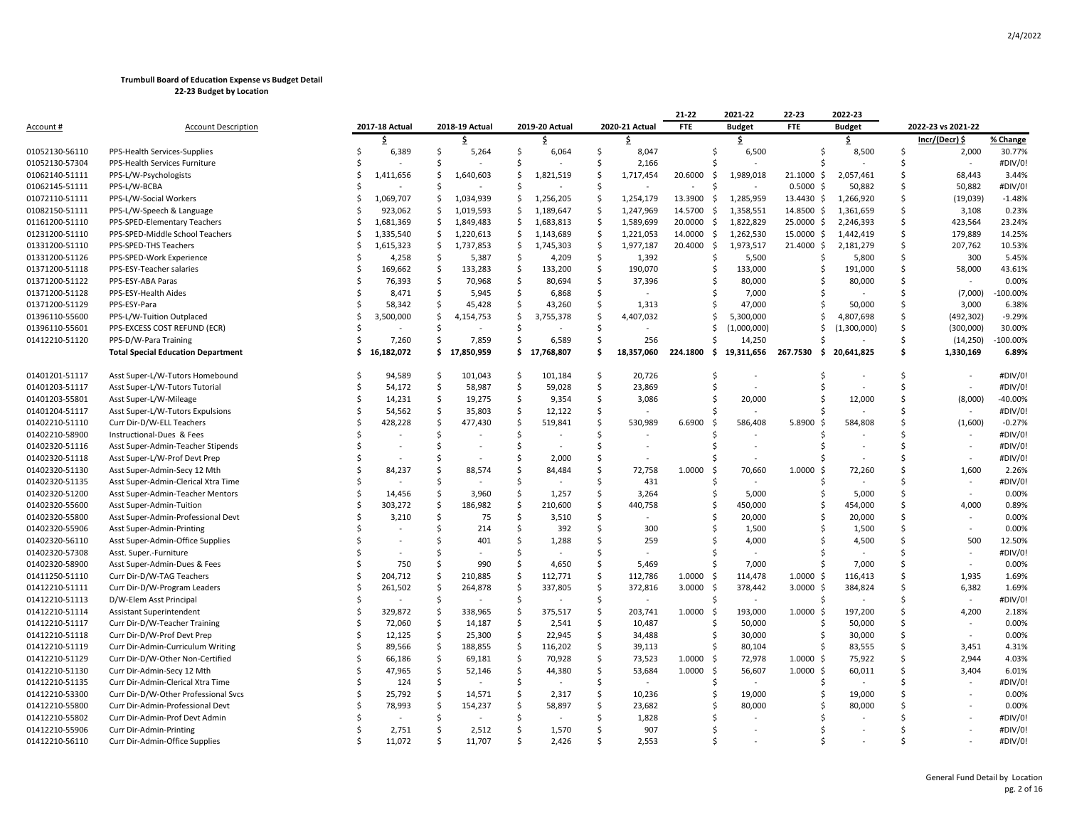**Trumbull Board of Education Expense vs Budget Detail**
**22-23 Budget by Location**

| Account # | Account Description | 2017-18 Actual | 2018-19 Actual | 2019-20 Actual | 2020-21 Actual | 21-22 FTE | 2021-22 Budget | 22-23 FTE | 2022-23 Budget | 2022-23 vs 2021-22 | |
|---|---|---|---|---|---|---|---|---|---|---|---|
| | | $ | $ | $ | $ | | $ | | $ | Incr/(Decr) $ | % Change |
| 01052130-56110 | PPS-Health Services-Supplies | $ 6,389 | $ 5,264 | $ 6,064 | $ 8,047 | | $ 6,500 | | $ 8,500 | $ 2,000 | 30.77% |
| 01052130-57304 | PPS Health Services Furniture | $ - | $ - | $ - | $ 2,166 | | $ - | | $ - | $ - | #DIV/0! |
| 01062140-51111 | PPS-L/W-Psychologists | $ 1,411,656 | $ 1,640,603 | $ 1,821,519 | $ 1,717,454 | 20.6000 | $ 1,989,018 | 21.1000 | $ 2,057,461 | $ 68,443 | 3.44% |
| 01062145-51111 | PPS-L/W-BCBA | $ - | $ - | $ - | $ - | - | $ - | 0.5000 | $ 50,882 | $ 50,882 | #DIV/0! |
| 01072110-51111 | PPS-L/W-Social Workers | $ 1,069,707 | $ 1,034,939 | $ 1,256,205 | $ 1,254,179 | 13.3900 | $ 1,285,959 | 13.4430 | $ 1,266,920 | $ (19,039) | -1.48% |
| 01082150-51111 | PPS-L/W-Speech & Language | $ 923,062 | $ 1,019,593 | $ 1,189,647 | $ 1,247,969 | 14.5700 | $ 1,358,551 | 14.8500 | $ 1,361,659 | $ 3,108 | 0.23% |
| 01161200-51110 | PPS-SPED-Elementary Teachers | $ 1,681,369 | $ 1,849,483 | $ 1,683,813 | $ 1,589,699 | 20.0000 | $ 1,822,829 | 25.0000 | $ 2,246,393 | $ 423,564 | 23.24% |
| 01231200-51110 | PPS-SPED-Middle School Teachers | $ 1,335,540 | $ 1,220,613 | $ 1,143,689 | $ 1,221,053 | 14.0000 | $ 1,262,530 | 15.0000 | $ 1,442,419 | $ 179,889 | 14.25% |
| 01331200-51110 | PPS-SPED-THS Teachers | $ 1,615,323 | $ 1,737,853 | $ 1,745,303 | $ 1,977,187 | 20.4000 | $ 1,973,517 | 21.4000 | $ 2,181,279 | $ 207,762 | 10.53% |
| 01331200-51126 | PPS-SPED-Work Experience | $ 4,258 | $ 5,387 | $ 4,209 | $ 1,392 | | $ 5,500 | | $ 5,800 | $ 300 | 5.45% |
| 01371200-51118 | PPS-ESY-Teacher salaries | $ 169,662 | $ 133,283 | $ 133,200 | $ 190,070 | | $ 133,000 | | $ 191,000 | $ 58,000 | 43.61% |
| 01371200-51122 | PPS-ESY-ABA Paras | $ 76,393 | $ 70,968 | $ 80,694 | $ 37,396 | | $ 80,000 | | $ 80,000 | $ - | 0.00% |
| 01371200-51128 | PPS-ESY-Health Aides | $ 8,471 | $ 5,945 | $ 6,868 | $ - | | $ 7,000 | | $ - | $ (7,000) | -100.00% |
| 01371200-51129 | PPS-ESY-Para | $ 58,342 | $ 45,428 | $ 43,260 | $ 1,313 | | $ 47,000 | | $ 50,000 | $ 3,000 | 6.38% |
| 01396110-55600 | PPS-L/W-Tuition Outplaced | $ 3,500,000 | $ 4,154,753 | $ 3,755,378 | $ 4,407,032 | | $ 5,300,000 | | $ 4,807,698 | $ (492,302) | -9.29% |
| 01396110-55601 | PPS-EXCESS COST REFUND (ECR) | $ - | $ - | $ - | $ - | | $ (1,000,000) | | $ (1,300,000) | $ (300,000) | 30.00% |
| 01412210-51120 | PPS-D/W-Para Training | $ 7,260 | $ 7,859 | $ 6,589 | $ 256 | | $ 14,250 | | $ - | $ (14,250) | -100.00% |
| | **Total Special Education Department** | **$ 16,182,072** | **$ 17,850,959** | **$ 17,768,807** | **$ 18,357,060** | **224.1800** | **$ 19,311,656** | **267.7530** | **$ 20,641,825** | **$ 1,330,169** | **6.89%** |
| | | | | | | | | | | | |
| 01401201-51117 | Asst Super-L/W-Tutors Homebound | $ 94,589 | $ 101,043 | $ 101,184 | $ 20,726 | | $ - | | $ - | $ - | #DIV/0! |
| 01401203-51117 | Asst Super-L/W-Tutors Tutorial | $ 54,172 | $ 58,987 | $ 59,028 | $ 23,869 | | $ - | | $ - | $ - | #DIV/0! |
| 01401203-55801 | Asst Super-L/W-Mileage | $ 14,231 | $ 19,275 | $ 9,354 | $ 3,086 | | $ 20,000 | | $ 12,000 | $ (8,000) | -40.00% |
| 01401204-51117 | Asst Super-L/W-Tutors Expulsions | $ 54,562 | $ 35,803 | $ 12,122 | $ - | | $ - | | $ - | $ - | #DIV/0! |
| 01402210-51110 | Curr Dir-D/W-ELL Teachers | $ 428,228 | $ 477,430 | $ 519,841 | $ 530,989 | 6.6900 | $ 586,408 | 5.8900 | $ 584,808 | $ (1,600) | -0.27% |
| 01402210-58900 | Instructional-Dues & Fees | $ - | $ - | $ - | $ - | | $ - | | $ - | $ - | #DIV/0! |
| 01402320-51116 | Asst Super-Admin-Teacher Stipends | $ - | $ - | $ - | $ - | | $ - | | $ - | $ - | #DIV/0! |
| 01402320-51118 | Asst Super-L/W-Prof Devt Prep | $ - | $ - | $ 2,000 | $ - | | $ - | | $ - | $ - | #DIV/0! |
| 01402320-51130 | Asst Super-Admin-Secy 12 Mth | $ 84,237 | $ 88,574 | $ 84,484 | $ 72,758 | 1.0000 | $ 70,660 | 1.0000 | $ 72,260 | $ 1,600 | 2.26% |
| 01402320-51135 | Asst Super-Admin-Clerical Xtra Time | $ - | $ - | $ - | $ 431 | | $ - | | $ - | $ - | #DIV/0! |
| 01402320-51200 | Asst Super-Admin-Teacher Mentors | $ 14,456 | $ 3,960 | $ 1,257 | $ 3,264 | | $ 5,000 | | $ 5,000 | $ - | 0.00% |
| 01402320-55600 | Asst Super-Admin-Tuition | $ 303,272 | $ 186,982 | $ 210,600 | $ 440,758 | | $ 450,000 | | $ 454,000 | $ 4,000 | 0.89% |
| 01402320-55800 | Asst Super-Admin-Professional Devt | $ 3,210 | $ 75 | $ 3,510 | $ - | | $ 20,000 | | $ 20,000 | $ - | 0.00% |
| 01402320-55906 | Asst Super-Admin-Printing | $ - | $ 214 | $ 392 | $ 300 | | $ 1,500 | | $ 1,500 | $ - | 0.00% |
| 01402320-56110 | Asst Super-Admin-Office Supplies | $ - | $ 401 | $ 1,288 | $ 259 | | $ 4,000 | | $ 4,500 | $ 500 | 12.50% |
| 01402320-57308 | Asst. Super.-Furniture | $ - | $ - | $ - | $ - | | $ - | | $ - | $ - | #DIV/0! |
| 01402320-58900 | Asst Super-Admin-Dues & Fees | $ 750 | $ 990 | $ 4,650 | $ 5,469 | | $ 7,000 | | $ 7,000 | $ - | 0.00% |
| 01411250-51110 | Curr Dir-D/W-TAG Teachers | $ 204,712 | $ 210,885 | $ 112,771 | $ 112,786 | 1.0000 | $ 114,478 | 1.0000 | $ 116,413 | $ 1,935 | 1.69% |
| 01412210-51111 | Curr Dir-D/W-Program Leaders | $ 261,502 | $ 264,878 | $ 337,805 | $ 372,816 | 3.0000 | $ 378,442 | 3.0000 | $ 384,824 | $ 6,382 | 1.69% |
| 01412210-51113 | D/W-Elem Asst Principal | $ - | $ - | $ - | $ - | | $ - | | $ - | $ - | #DIV/0! |
| 01412210-51114 | Assistant Superintendent | $ 329,872 | $ 338,965 | $ 375,517 | $ 203,741 | 1.0000 | $ 193,000 | 1.0000 | $ 197,200 | $ 4,200 | 2.18% |
| 01412210-51117 | Curr Dir-D/W-Teacher Training | $ 72,060 | $ 14,187 | $ 2,541 | $ 10,487 | | $ 50,000 | | $ 50,000 | $ - | 0.00% |
| 01412210-51118 | Curr Dir-D/W-Prof Devt Prep | $ 12,125 | $ 25,300 | $ 22,945 | $ 34,488 | | $ 30,000 | | $ 30,000 | $ - | 0.00% |
| 01412210-51119 | Curr Dir-Admin-Curriculum Writing | $ 89,566 | $ 188,855 | $ 116,202 | $ 39,113 | | $ 80,104 | | $ 83,555 | $ 3,451 | 4.31% |
| 01412210-51129 | Curr Dir-D/W-Other Non-Certified | $ 66,186 | $ 69,181 | $ 70,928 | $ 73,523 | 1.0000 | $ 72,978 | 1.0000 | $ 75,922 | $ 2,944 | 4.03% |
| 01412210-51130 | Curr Dir-Admin-Secy 12 Mth | $ 47,965 | $ 52,146 | $ 44,380 | $ 53,684 | 1.0000 | $ 56,607 | 1.0000 | $ 60,011 | $ 3,404 | 6.01% |
| 01412210-51135 | Curr Dir-Admin-Clerical Xtra Time | $ 124 | $ - | $ - | $ - | | $ - | | $ - | $ - | #DIV/0! |
| 01412210-53300 | Curr Dir-D/W-Other Professional Svcs | $ 25,792 | $ 14,571 | $ 2,317 | $ 10,236 | | $ 19,000 | | $ 19,000 | $ - | 0.00% |
| 01412210-55800 | Curr Dir-Admin-Professional Devt | $ 78,993 | $ 154,237 | $ 58,897 | $ 23,682 | | $ 80,000 | | $ 80,000 | $ - | 0.00% |
| 01412210-55802 | Curr Dir-Admin-Prof Devt Admin | $ - | $ - | $ - | $ 1,828 | | $ - | | $ - | $ - | #DIV/0! |
| 01412210-55906 | Curr Dir-Admin-Printing | $ 2,751 | $ 2,512 | $ 1,570 | $ 907 | | $ - | | $ - | $ - | #DIV/0! |
| 01412210-56110 | Curr Dir-Admin-Office Supplies | $ 11,072 | $ 11,707 | $ 2,426 | $ 2,553 | | $ - | | $ - | $ - | #DIV/0! |

General Fund Detail by Location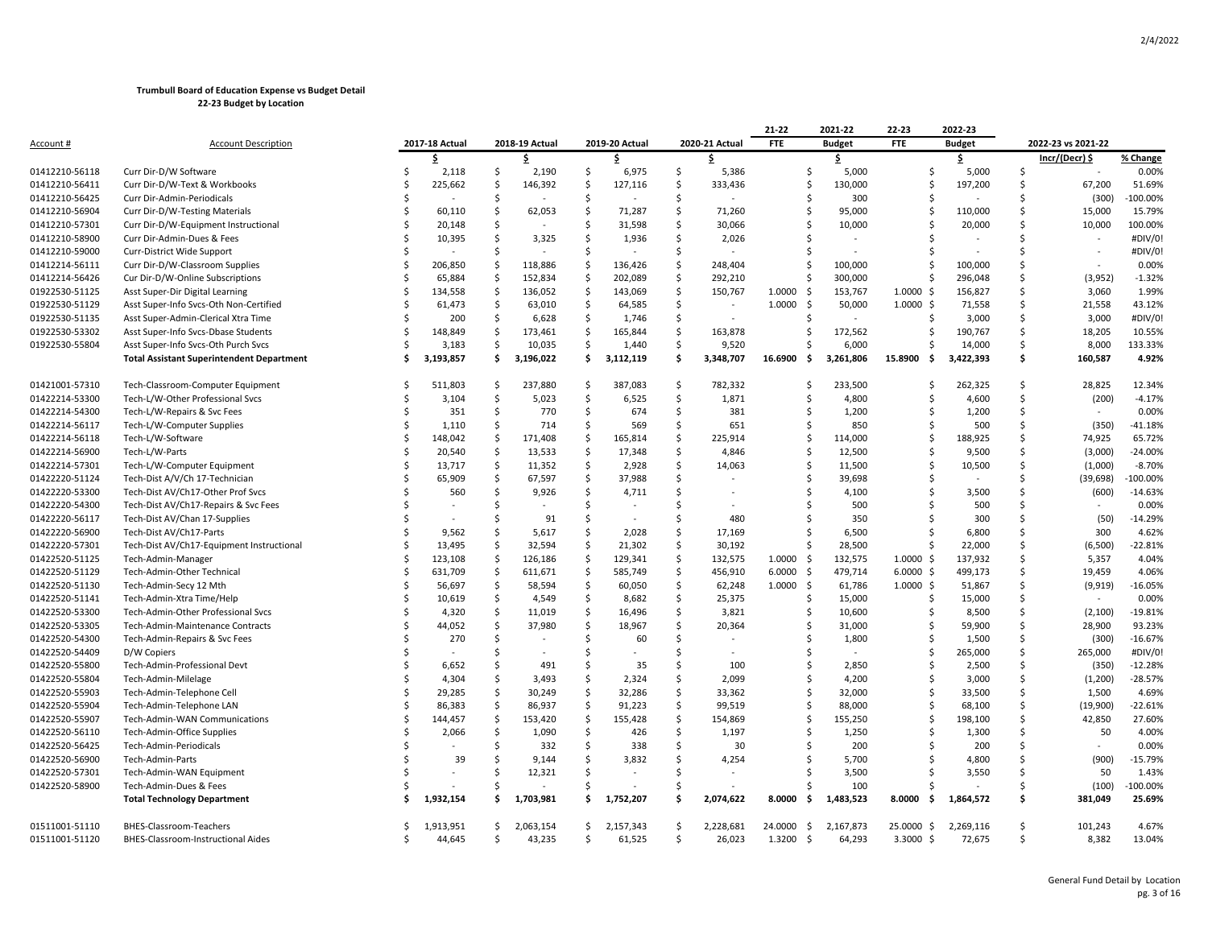**Trumbull Board of Education Expense vs Budget Detail**
**22-23 Budget by Location**

| Account # | Account Description | 2017-18 Actual | 2018-19 Actual | 2019-20 Actual | 2020-21 Actual | 21-22 FTE | 2021-22 Budget | 22-23 FTE | 2022-23 Budget | 2022-23 vs 2021-22 | |
|---|---|---|---|---|---|---|---|---|---|---|---|
| | | $ | $ | $ | $ | | $ | | $ | Incr/(Decr) $ | % Change |
| 01412210-56118 | Curr Dir-D/W Software | $ 2,118 | $ 2,190 | $ 6,975 | $ 5,386 | | $ 5,000 | | $ 5,000 | $ - | 0.00% |
| 01412210-56411 | Curr Dir-D/W-Text & Workbooks | $ 225,662 | $ 146,392 | $ 127,116 | $ 333,436 | | $ 130,000 | | $ 197,200 | $ 67,200 | 51.69% |
| 01412210-56425 | Curr Dir-Admin-Periodicals | $ - | $ - | $ - | $ - | | $ 300 | | $ - | $ (300) | -100.00% |
| 01412210-56904 | Curr Dir-D/W-Testing Materials | $ 60,110 | $ 62,053 | $ 71,287 | $ 71,260 | | $ 95,000 | | $ 110,000 | $ 15,000 | 15.79% |
| 01412210-57301 | Curr Dir-D/W-Equipment Instructional | $ 20,148 | $ - | $ 31,598 | $ 30,066 | | $ 10,000 | | $ 20,000 | $ 10,000 | 100.00% |
| 01412210-58900 | Curr Dir-Admin-Dues & Fees | $ 10,395 | $ 3,325 | $ 1,936 | $ 2,026 | | $ - | | $ - | $ - | #DIV/0! |
| 01412210-59000 | Curr-District Wide Support | $ - | $ - | $ - | $ - | | $ - | | $ - | $ - | #DIV/0! |
| 01412214-56111 | Curr Dir-D/W-Classroom Supplies | $ 206,850 | $ 118,886 | $ 136,426 | $ 248,404 | | $ 100,000 | | $ 100,000 | $ - | 0.00% |
| 01412214-56426 | Cur Dir-D/W-Online Subscriptions | $ 65,884 | $ 152,834 | $ 202,089 | $ 292,210 | | $ 300,000 | | $ 296,048 | $ (3,952) | -1.32% |
| 01922530-51125 | Asst Super-Dir Digital Learning | $ 134,558 | $ 136,052 | $ 143,069 | $ 150,767 | 1.0000 | $ 153,767 | 1.0000 | $ 156,827 | $ 3,060 | 1.99% |
| 01922530-51129 | Asst Super-Info Svcs-Oth Non-Certified | $ 61,473 | $ 63,010 | $ 64,585 | $ - | 1.0000 | $ 50,000 | 1.0000 | $ 71,558 | $ 21,558 | 43.12% |
| 01922530-51135 | Asst Super-Admin-Clerical Xtra Time | $ 200 | $ 6,628 | $ 1,746 | $ - | | $ - | | $ 3,000 | $ 3,000 | #DIV/0! |
| 01922530-53302 | Asst Super-Info Svcs-Dbase Students | $ 148,849 | $ 173,461 | $ 165,844 | $ 163,878 | | $ 172,562 | | $ 190,767 | $ 18,205 | 10.55% |
| 01922530-55804 | Asst Super-Info Svcs-Oth Purch Svcs | $ 3,183 | $ 10,035 | $ 1,440 | $ 9,520 | | $ 6,000 | | $ 14,000 | $ 8,000 | 133.33% |
| | **Total Assistant Superintendent Department** | **$ 3,193,857** | **$ 3,196,022** | **$ 3,112,119** | **$ 3,348,707** | **16.6900** | **$ 3,261,806** | **15.8900** | **$ 3,422,393** | **$ 160,587** | **4.92%** |
| | | | | | | | | | | | |
| 01421001-57310 | Tech-Classroom-Computer Equipment | $ 511,803 | $ 237,880 | $ 387,083 | $ 782,332 | | $ 233,500 | | $ 262,325 | $ 28,825 | 12.34% |
| 01422214-53300 | Tech-L/W-Other Professional Svcs | $ 3,104 | $ 5,023 | $ 6,525 | $ 1,871 | | $ 4,800 | | $ 4,600 | $ (200) | -4.17% |
| 01422214-54300 | Tech-L/W-Repairs & Svc Fees | $ 351 | $ 770 | $ 674 | $ 381 | | $ 1,200 | | $ 1,200 | $ - | 0.00% |
| 01422214-56117 | Tech-L/W-Computer Supplies | $ 1,110 | $ 714 | $ 569 | $ 651 | | $ 850 | | $ 500 | $ (350) | -41.18% |
| 01422214-56118 | Tech-L/W-Software | $ 148,042 | $ 171,408 | $ 165,814 | $ 225,914 | | $ 114,000 | | $ 188,925 | $ 74,925 | 65.72% |
| 01422214-56900 | Tech-L/W-Parts | $ 20,540 | $ 13,533 | $ 17,348 | $ 4,846 | | $ 12,500 | | $ 9,500 | $ (3,000) | -24.00% |
| 01422214-57301 | Tech-L/W-Computer Equipment | $ 13,717 | $ 11,352 | $ 2,928 | $ 14,063 | | $ 11,500 | | $ 10,500 | $ (1,000) | -8.70% |
| 01422220-51124 | Tech-Dist A/V/Ch 17-Technician | $ 65,909 | $ 67,597 | $ 37,988 | $ - | | $ 39,698 | | $ - | $ (39,698) | -100.00% |
| 01422220-53300 | Tech-Dist AV/Ch17-Other Prof Svcs | $ 560 | $ 9,926 | $ 4,711 | $ - | | $ 4,100 | | $ 3,500 | $ (600) | -14.63% |
| 01422220-54300 | Tech-Dist AV/Ch17-Repairs & Svc Fees | $ - | $ - | $ - | $ - | | $ 500 | | $ 500 | $ - | 0.00% |
| 01422220-56117 | Tech-Dist AV/Chan 17-Supplies | $ - | $ 91 | $ - | $ 480 | | $ 350 | | $ 300 | $ (50) | -14.29% |
| 01422220-56900 | Tech-Dist AV/Ch17-Parts | $ 9,562 | $ 5,617 | $ 2,028 | $ 17,169 | | $ 6,500 | | $ 6,800 | $ 300 | 4.62% |
| 01422220-57301 | Tech-Dist AV/Ch17-Equipment Instructional | $ 13,495 | $ 32,594 | $ 21,302 | $ 30,192 | | $ 28,500 | | $ 22,000 | $ (6,500) | -22.81% |
| 01422520-51125 | Tech-Admin-Manager | $ 123,108 | $ 126,186 | $ 129,341 | $ 132,575 | 1.0000 | $ 132,575 | 1.0000 | $ 137,932 | $ 5,357 | 4.04% |
| 01422520-51129 | Tech-Admin-Other Technical | $ 631,709 | $ 611,671 | $ 585,749 | $ 456,910 | 6.0000 | $ 479,714 | 6.0000 | $ 499,173 | $ 19,459 | 4.06% |
| 01422520-51130 | Tech-Admin-Secy 12 Mth | $ 56,697 | $ 58,594 | $ 60,050 | $ 62,248 | 1.0000 | $ 61,786 | 1.0000 | $ 51,867 | $ (9,919) | -16.05% |
| 01422520-51141 | Tech-Admin-Xtra Time/Help | $ 10,619 | $ 4,549 | $ 8,682 | $ 25,375 | | $ 15,000 | | $ 15,000 | $ - | 0.00% |
| 01422520-53300 | Tech-Admin-Other Professional Svcs | $ 4,320 | $ 11,019 | $ 16,496 | $ 3,821 | | $ 10,600 | | $ 8,500 | $ (2,100) | -19.81% |
| 01422520-53305 | Tech-Admin-Maintenance Contracts | $ 44,052 | $ 37,980 | $ 18,967 | $ 20,364 | | $ 31,000 | | $ 59,900 | $ 28,900 | 93.23% |
| 01422520-54300 | Tech-Admin-Repairs & Svc Fees | $ 270 | $ - | $ 60 | $ - | | $ 1,800 | | $ 1,500 | $ (300) | -16.67% |
| 01422520-54409 | D/W Copiers | $ - | $ - | $ - | $ - | | $ - | | $ 265,000 | $ 265,000 | #DIV/0! |
| 01422520-55800 | Tech-Admin-Professional Devt | $ 6,652 | $ 491 | $ 35 | $ 100 | | $ 2,850 | | $ 2,500 | $ (350) | -12.28% |
| 01422520-55804 | Tech-Admin-Milelage | $ 4,304 | $ 3,493 | $ 2,324 | $ 2,099 | | $ 4,200 | | $ 3,000 | $ (1,200) | -28.57% |
| 01422520-55903 | Tech-Admin-Telephone Cell | $ 29,285 | $ 30,249 | $ 32,286 | $ 33,362 | | $ 32,000 | | $ 33,500 | $ 1,500 | 4.69% |
| 01422520-55904 | Tech-Admin-Telephone LAN | $ 86,383 | $ 86,937 | $ 91,223 | $ 99,519 | | $ 88,000 | | $ 68,100 | $ (19,900) | -22.61% |
| 01422520-55907 | Tech-Admin-WAN Communications | $ 144,457 | $ 153,420 | $ 155,428 | $ 154,869 | | $ 155,250 | | $ 198,100 | $ 42,850 | 27.60% |
| 01422520-56110 | Tech-Admin-Office Supplies | $ 2,066 | $ 1,090 | $ 426 | $ 1,197 | | $ 1,250 | | $ 1,300 | $ 50 | 4.00% |
| 01422520-56425 | Tech-Admin-Periodicals | $ - | $ 332 | $ 338 | $ 30 | | $ 200 | | $ 200 | $ - | 0.00% |
| 01422520-56900 | Tech-Admin-Parts | $ 39 | $ 9,144 | $ 3,832 | $ 4,254 | | $ 5,700 | | $ 4,800 | $ (900) | -15.79% |
| 01422520-57301 | Tech-Admin-WAN Equipment | $ - | $ 12,321 | $ - | $ - | | $ 3,500 | | $ 3,550 | $ 50 | 1.43% |
| 01422520-58900 | Tech-Admin-Dues & Fees | $ - | $ - | $ - | $ - | | $ 100 | | $ - | $ (100) | -100.00% |
| | **Total Technology Department** | **$ 1,932,154** | **$ 1,703,981** | **$ 1,752,207** | **$ 2,074,622** | **8.0000** | **$ 1,483,523** | **8.0000** | **$ 1,864,572** | **$ 381,049** | **25.69%** |
| | | | | | | | | | | | |
| 01511001-51110 | BHES-Classroom-Teachers | $ 1,913,951 | $ 2,063,154 | $ 2,157,343 | $ 2,228,681 | 24.0000 | $ 2,167,873 | 25.0000 | $ 2,269,116 | $ 101,243 | 4.67% |
| 01511001-51120 | BHES-Classroom-Instructional Aides | $ 44,645 | $ 43,235 | $ 61,525 | $ 26,023 | 1.3200 | $ 64,293 | 3.3000 | $ 72,675 | $ 8,382 | 13.04% |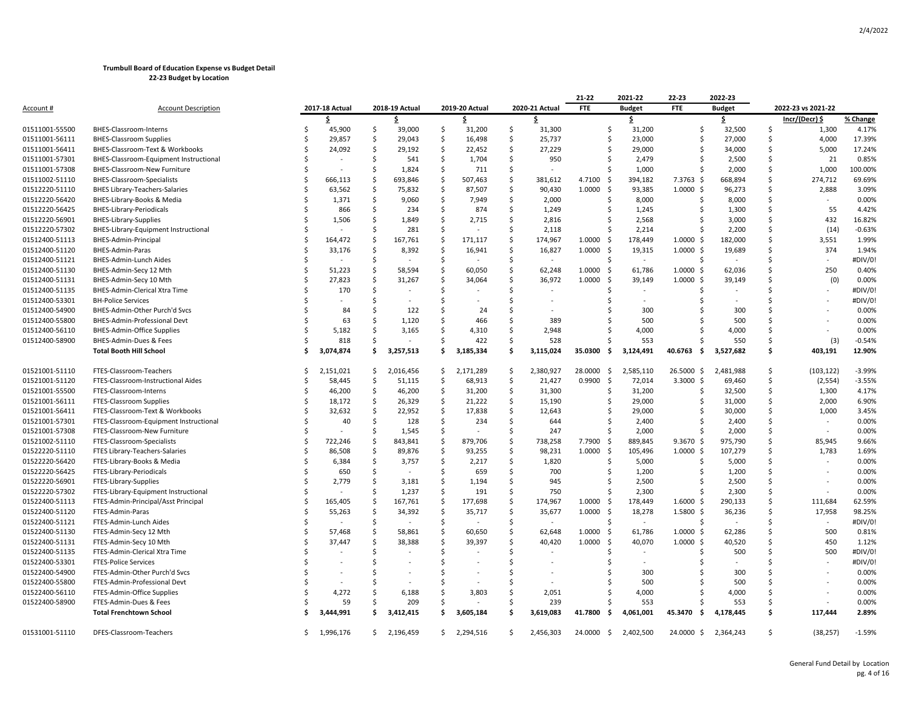**Trumbull Board of Education Expense vs Budget Detail**
**22-23 Budget by Location**

| Account # | Account Description | 2017-18 Actual | 2018-19 Actual | 2019-20 Actual | 2020-21 Actual | 21-22 FTE | 2021-22 Budget | 22-23 FTE | 2022-23 Budget | 2022-23 vs 2021-22 | |
|---|---|---|---|---|---|---|---|---|---|---|---|
| | | $ | $ | $ | $ | | $ | | $ | Incr/(Decr) $ | % Change |
| 01511001-55500 | BHES-Classroom-Interns | $ 45,900 | $ 39,000 | $ 31,200 | $ 31,300 | | $ 31,200 | | $ 32,500 | $ 1,300 | 4.17% |
| 01511001-56111 | BHES-Classroom Supplies | $ 29,857 | $ 29,043 | $ 16,498 | $ 25,737 | | $ 23,000 | | $ 27,000 | $ 4,000 | 17.39% |
| 01511001-56411 | BHES-Classroom-Text & Workbooks | $ 24,092 | $ 29,192 | $ 22,452 | $ 27,229 | | $ 29,000 | | $ 34,000 | $ 5,000 | 17.24% |
| 01511001-57301 | BHES-Classroom-Equipment Instructional | $ - | $ 541 | $ 1,704 | $ 950 | | $ 2,479 | | $ 2,500 | $ 21 | 0.85% |
| 01511001-57308 | BHES-Classroom-New Furniture | $ - | $ 1,824 | $ 711 | $ - | | $ 1,000 | | $ 2,000 | $ 1,000 | 100.00% |
| 01511002-51110 | BHES-Classroom-Specialists | $ 666,113 | $ 693,846 | $ 507,463 | $ 381,612 | 4.7100 | $ 394,182 | 7.3763 | $ 668,894 | $ 274,712 | 69.69% |
| 01512220-51110 | BHES Library-Teachers-Salaries | $ 63,562 | $ 75,832 | $ 87,507 | $ 90,430 | 1.0000 | $ 93,385 | 1.0000 | $ 96,273 | $ 2,888 | 3.09% |
| 01512220-56420 | BHES-Library-Books & Media | $ 1,371 | $ 9,060 | $ 7,949 | $ 2,000 | | $ 8,000 | | $ 8,000 | $ - | 0.00% |
| 01512220-56425 | BHES-Library-Periodicals | $ 866 | $ 234 | $ 874 | $ 1,249 | | $ 1,245 | | $ 1,300 | $ 55 | 4.42% |
| 01512220-56901 | BHES-Library-Supplies | $ 1,506 | $ 1,849 | $ 2,715 | $ 2,816 | | $ 2,568 | | $ 3,000 | $ 432 | 16.82% |
| 01512220-57302 | BHES-Library-Equipment Instructional | $ - | $ 281 | $ - | $ 2,118 | | $ 2,214 | | $ 2,200 | $ (14) | -0.63% |
| 01512400-51113 | BHES-Admin-Principal | $ 164,472 | $ 167,761 | $ 171,117 | $ 174,967 | 1.0000 | $ 178,449 | 1.0000 | $ 182,000 | $ 3,551 | 1.99% |
| 01512400-51120 | BHES-Admin-Paras | $ 33,176 | $ 8,392 | $ 16,941 | $ 16,827 | 1.0000 | $ 19,315 | 1.0000 | $ 19,689 | $ 374 | 1.94% |
| 01512400-51121 | BHES-Admin-Lunch Aides | $ - | $ - | $ - | $ - | | $ - | | $ - | $ - | #DIV/0! |
| 01512400-51130 | BHES-Admin-Secy 12 Mth | $ 51,223 | $ 58,594 | $ 60,050 | $ 62,248 | 1.0000 | $ 61,786 | 1.0000 | $ 62,036 | $ 250 | 0.40% |
| 01512400-51131 | BHES-Admin-Secy 10 Mth | $ 27,823 | $ 31,267 | $ 34,064 | $ 36,972 | 1.0000 | $ 39,149 | 1.0000 | $ 39,149 | $ (0) | 0.00% |
| 01512400-51135 | BHES-Admin-Clerical Xtra Time | $ 170 | $ - | $ - | $ - | | $ - | | $ - | $ - | #DIV/0! |
| 01512400-53301 | BH-Police Services | $ - | $ - | $ - | $ - | | $ - | | $ - | $ - | #DIV/0! |
| 01512400-54900 | BHES-Admin-Other Purch'd Svcs | $ 84 | $ 122 | $ 24 | $ - | | $ 300 | | $ 300 | $ - | 0.00% |
| 01512400-55800 | BHES-Admin-Professional Devt | $ 63 | $ 1,120 | $ 466 | $ 389 | | $ 500 | | $ 500 | $ - | 0.00% |
| 01512400-56110 | BHES-Admin-Office Supplies | $ 5,182 | $ 3,165 | $ 4,310 | $ 2,948 | | $ 4,000 | | $ 4,000 | $ - | 0.00% |
| 01512400-58900 | BHES-Admin-Dues & Fees | $ 818 | $ - | $ 422 | $ 528 | | $ 553 | | $ 550 | $ (3) | -0.54% |
| | **Total Booth Hill School** | **$ 3,074,874** | **$ 3,257,513** | **$ 3,185,334** | **$ 3,115,024** | **35.0300** | **$ 3,124,491** | **40.6763** | **$ 3,527,682** | **$ 403,191** | **12.90%** |
| | | | | | | | | | | | |
| 01521001-51110 | FTES-Classroom-Teachers | $ 2,151,021 | $ 2,016,456 | $ 2,171,289 | $ 2,380,927 | 28.0000 | $ 2,585,110 | 26.5000 | $ 2,481,988 | $ (103,122) | -3.99% |
| 01521001-51120 | FTES-Classroom-Instructional Aides | $ 58,445 | $ 51,115 | $ 68,913 | $ 21,427 | 0.9900 | $ 72,014 | 3.3000 | $ 69,460 | $ (2,554) | -3.55% |
| 01521001-55500 | FTES-Classroom-Interns | $ 46,200 | $ 46,200 | $ 31,200 | $ 31,300 | | $ 31,200 | | $ 32,500 | $ 1,300 | 4.17% |
| 01521001-56111 | FTES-Classroom Supplies | $ 18,172 | $ 26,329 | $ 21,222 | $ 15,190 | | $ 29,000 | | $ 31,000 | $ 2,000 | 6.90% |
| 01521001-56411 | FTES-Classroom-Text & Workbooks | $ 32,632 | $ 22,952 | $ 17,838 | $ 12,643 | | $ 29,000 | | $ 30,000 | $ 1,000 | 3.45% |
| 01521001-57301 | FTES-Classroom-Equipment Instructional | $ 40 | $ 128 | $ 234 | $ 644 | | $ 2,400 | | $ 2,400 | $ - | 0.00% |
| 01521001-57308 | FTES-Classroom-New Furniture | $ - | $ 1,545 | $ - | $ 247 | | $ 2,000 | | $ 2,000 | $ - | 0.00% |
| 01521002-51110 | FTES-Classroom-Specialists | $ 722,246 | $ 843,841 | $ 879,706 | $ 738,258 | 7.7900 | $ 889,845 | 9.3670 | $ 975,790 | $ 85,945 | 9.66% |
| 01522220-51110 | FTES Library-Teachers-Salaries | $ 86,508 | $ 89,876 | $ 93,255 | $ 98,231 | 1.0000 | $ 105,496 | 1.0000 | $ 107,279 | $ 1,783 | 1.69% |
| 01522220-56420 | FTES-Library-Books & Media | $ 6,384 | $ 3,757 | $ 2,217 | $ 1,820 | | $ 5,000 | | $ 5,000 | $ - | 0.00% |
| 01522220-56425 | FTES-Library-Periodicals | $ 650 | $ - | $ 659 | $ 700 | | $ 1,200 | | $ 1,200 | $ - | 0.00% |
| 01522220-56901 | FTES-Library-Supplies | $ 2,779 | $ 3,181 | $ 1,194 | $ 945 | | $ 2,500 | | $ 2,500 | $ - | 0.00% |
| 01522220-57302 | FTES-Library-Equipment Instructional | $ - | $ 1,237 | $ 191 | $ 750 | | $ 2,300 | | $ 2,300 | $ - | 0.00% |
| 01522400-51113 | FTES-Admin-Principal/Asst Principal | $ 165,405 | $ 167,761 | $ 177,698 | $ 174,967 | 1.0000 | $ 178,449 | 1.6000 | $ 290,133 | $ 111,684 | 62.59% |
| 01522400-51120 | FTES-Admin-Paras | $ 55,263 | $ 34,392 | $ 35,717 | $ 35,677 | 1.0000 | $ 18,278 | 1.5800 | $ 36,236 | $ 17,958 | 98.25% |
| 01522400-51121 | FTES-Admin-Lunch Aides | $ - | $ - | $ - | $ - | | $ - | | $ - | $ - | #DIV/0! |
| 01522400-51130 | FTES-Admin-Secy 12 Mth | $ 57,468 | $ 58,861 | $ 60,650 | $ 62,648 | 1.0000 | $ 61,786 | 1.0000 | $ 62,286 | $ 500 | 0.81% |
| 01522400-51131 | FTES-Admin-Secy 10 Mth | $ 37,447 | $ 38,388 | $ 39,397 | $ 40,420 | 1.0000 | $ 40,070 | 1.0000 | $ 40,520 | $ 450 | 1.12% |
| 01522400-51135 | FTES-Admin-Clerical Xtra Time | $ - | $ - | $ - | $ - | | $ - | | $ 500 | $ 500 | #DIV/0! |
| 01522400-53301 | FTES-Police Services | $ - | $ - | $ - | $ - | | $ - | | $ - | $ - | #DIV/0! |
| 01522400-54900 | FTES-Admin-Other Purch'd Svcs | $ - | $ - | $ - | $ - | | $ 300 | | $ 300 | $ - | 0.00% |
| 01522400-55800 | FTES-Admin-Professional Devt | $ - | $ - | $ - | $ - | | $ 500 | | $ 500 | $ - | 0.00% |
| 01522400-56110 | FTES-Admin-Office Supplies | $ 4,272 | $ 6,188 | $ 3,803 | $ 2,051 | | $ 4,000 | | $ 4,000 | $ - | 0.00% |
| 01522400-58900 | FTES-Admin-Dues & Fees | $ 59 | $ 209 | $ - | $ 239 | | $ 553 | | $ 553 | $ - | 0.00% |
| | **Total Frenchtown School** | **$ 3,444,991** | **$ 3,412,415** | **$ 3,605,184** | **$ 3,619,083** | **41.7800** | **$ 4,061,001** | **45.3470** | **$ 4,178,445** | **$ 117,444** | **2.89%** |
| | | | | | | | | | | | |
| 01531001-51110 | DFES-Classroom-Teachers | $ 1,996,176 | $ 2,196,459 | $ 2,294,516 | $ 2,456,303 | 24.0000 | $ 2,402,500 | 24.0000 | $ 2,364,243 | $ (38,257) | -1.59% |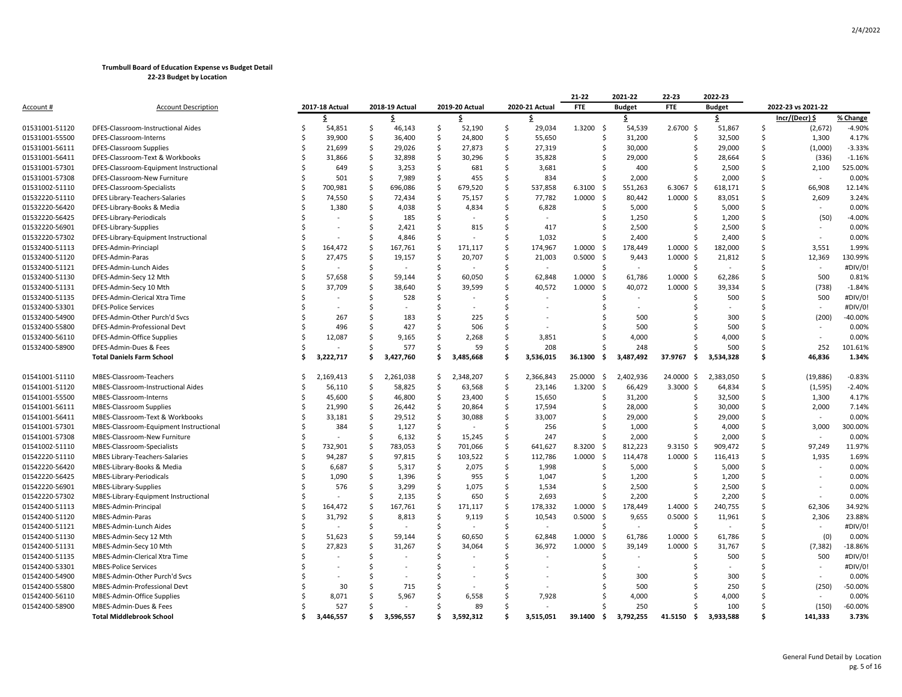**Trumbull Board of Education Expense vs Budget Detail**
**22-23 Budget by Location**

| Account # | Account Description | 2017-18 Actual | 2018-19 Actual | 2019-20 Actual | 2020-21 Actual | 21-22 FTE | 2021-22 Budget | 22-23 FTE | 2022-23 Budget | 2022-23 vs 2021-22 | |
|---|---|---|---|---|---|---|---|---|---|---|---|
| | | $ | $ | $ | $ | | $ | | $ | Incr/(Decr) $ | % Change |
| 01531001-51120 | DFES-Classroom-Instructional Aides | $ 54,851 | $ 46,143 | $ 52,190 | $ 29,034 | 1.3200 | $ 54,539 | 2.6700 | $ 51,867 | $ (2,672) | -4.90% |
| 01531001-55500 | DFES-Classroom-Interns | $ 39,900 | $ 36,400 | $ 24,800 | $ 55,650 | | $ 31,200 | | $ 32,500 | $ 1,300 | 4.17% |
| 01531001-56111 | DFES-Classroom Supplies | $ 21,699 | $ 29,026 | $ 27,873 | $ 27,319 | | $ 30,000 | | $ 29,000 | $ (1,000) | -3.33% |
| 01531001-56411 | DFES-Classroom-Text & Workbooks | $ 31,866 | $ 32,898 | $ 30,296 | $ 35,828 | | $ 29,000 | | $ 28,664 | $ (336) | -1.16% |
| 01531001-57301 | DFES-Classroom-Equipment Instructional | $ 649 | $ 3,253 | $ 681 | $ 3,681 | | $ 400 | | $ 2,500 | $ 2,100 | 525.00% |
| 01531001-57308 | DFES-Classroom-New Furniture | $ 501 | $ 7,989 | $ 455 | $ 834 | | $ 2,000 | | $ 2,000 | $ - | 0.00% |
| 01531002-51110 | DFES-Classroom-Specialists | $ 700,981 | $ 696,086 | $ 679,520 | $ 537,858 | 6.3100 | $ 551,263 | 6.3067 | $ 618,171 | $ 66,908 | 12.14% |
| 01532220-51110 | DFES Library-Teachers-Salaries | $ 74,550 | $ 72,434 | $ 75,157 | $ 77,782 | 1.0000 | $ 80,442 | 1.0000 | $ 83,051 | $ 2,609 | 3.24% |
| 01532220-56420 | DFES-Library-Books & Media | $ 1,380 | $ 4,038 | $ 4,834 | $ 6,828 | | $ 5,000 | | $ 5,000 | $ - | 0.00% |
| 01532220-56425 | DFES-Library-Periodicals | $ - | $ 185 | $ - | $ - | | $ 1,250 | | $ 1,200 | $ (50) | -4.00% |
| 01532220-56901 | DFES-Library-Supplies | $ - | $ 2,421 | $ 815 | $ 417 | | $ 2,500 | | $ 2,500 | $ - | 0.00% |
| 01532220-57302 | DFES-Library-Equipment Instructional | $ - | $ 4,846 | $ - | $ 1,032 | | $ 2,400 | | $ 2,400 | $ - | 0.00% |
| 01532400-51113 | DFES-Admin-Princiapl | $ 164,472 | $ 167,761 | $ 171,117 | $ 174,967 | 1.0000 | $ 178,449 | 1.0000 | $ 182,000 | $ 3,551 | 1.99% |
| 01532400-51120 | DFES-Admin-Paras | $ 27,475 | $ 19,157 | $ 20,707 | $ 21,003 | 0.5000 | $ 9,443 | 1.0000 | $ 21,812 | $ 12,369 | 130.99% |
| 01532400-51121 | DFES-Admin-Lunch Aides | $ - | $ - | $ - | $ - | | $ - | | $ - | $ - | #DIV/0! |
| 01532400-51130 | DFES-Admin-Secy 12 Mth | $ 57,658 | $ 59,144 | $ 60,050 | $ 62,848 | 1.0000 | $ 61,786 | 1.0000 | $ 62,286 | $ 500 | 0.81% |
| 01532400-51131 | DFES-Admin-Secy 10 Mth | $ 37,709 | $ 38,640 | $ 39,599 | $ 40,572 | 1.0000 | $ 40,072 | 1.0000 | $ 39,334 | $ (738) | -1.84% |
| 01532400-51135 | DFES-Admin-Clerical Xtra Time | $ - | $ 528 | $ - | $ - | | $ - | | $ 500 | $ 500 | #DIV/0! |
| 01532400-53301 | DFES-Police Services | $ - | $ - | $ - | $ - | | $ - | | $ - | $ - | #DIV/0! |
| 01532400-54900 | DFES-Admin-Other Purch'd Svcs | $ 267 | $ 183 | $ 225 | $ - | | $ 500 | | $ 300 | $ (200) | -40.00% |
| 01532400-55800 | DFES-Admin-Professional Devt | $ 496 | $ 427 | $ 506 | $ - | | $ 500 | | $ 500 | $ - | 0.00% |
| 01532400-56110 | DFES-Admin-Office Supplies | $ 12,087 | $ 9,165 | $ 2,268 | $ 3,851 | | $ 4,000 | | $ 4,000 | $ - | 0.00% |
| 01532400-58900 | DFES-Admin-Dues & Fees | $ - | $ 577 | $ 59 | $ 208 | | $ 248 | | $ 500 | $ 252 | 101.61% |
| | **Total Daniels Farm School** | **$ 3,222,717** | **$ 3,427,760** | **$ 3,485,668** | **$ 3,536,015** | **36.1300** | **$ 3,487,492** | **37.9767** | **$ 3,534,328** | **$ 46,836** | **1.34%** |
| | | | | | | | | | | | |
| 01541001-51110 | MBES-Classroom-Teachers | $ 2,169,413 | $ 2,261,038 | $ 2,348,207 | $ 2,366,843 | 25.0000 | $ 2,402,936 | 24.0000 | $ 2,383,050 | $ (19,886) | -0.83% |
| 01541001-51120 | MBES-Classroom-Instructional Aides | $ 56,110 | $ 58,825 | $ 63,568 | $ 23,146 | 1.3200 | $ 66,429 | 3.3000 | $ 64,834 | $ (1,595) | -2.40% |
| 01541001-55500 | MBES-Classroom-Interns | $ 45,600 | $ 46,800 | $ 23,400 | $ 15,650 | | $ 31,200 | | $ 32,500 | $ 1,300 | 4.17% |
| 01541001-56111 | MBES-Classroom Supplies | $ 21,990 | $ 26,442 | $ 20,864 | $ 17,594 | | $ 28,000 | | $ 30,000 | $ 2,000 | 7.14% |
| 01541001-56411 | MBES-Classroom-Text & Workbooks | $ 33,181 | $ 29,512 | $ 30,088 | $ 33,007 | | $ 29,000 | | $ 29,000 | $ - | 0.00% |
| 01541001-57301 | MBES-Classroom-Equipment Instructional | $ 384 | $ 1,127 | $ - | $ 256 | | $ 1,000 | | $ 4,000 | $ 3,000 | 300.00% |
| 01541001-57308 | MBES-Classroom-New Furniture | $ - | $ 6,132 | $ 15,245 | $ 247 | | $ 2,000 | | $ 2,000 | $ - | 0.00% |
| 01541002-51110 | MBES-Classroom-Specialists | $ 732,901 | $ 783,053 | $ 701,066 | $ 641,627 | 8.3200 | $ 812,223 | 9.3150 | $ 909,472 | $ 97,249 | 11.97% |
| 01542220-51110 | MBES Library-Teachers-Salaries | $ 94,287 | $ 97,815 | $ 103,522 | $ 112,786 | 1.0000 | $ 114,478 | 1.0000 | $ 116,413 | $ 1,935 | 1.69% |
| 01542220-56420 | MBES-Library-Books & Media | $ 6,687 | $ 5,317 | $ 2,075 | $ 1,998 | | $ 5,000 | | $ 5,000 | $ - | 0.00% |
| 01542220-56425 | MBES-Library-Periodicals | $ 1,090 | $ 1,396 | $ 955 | $ 1,047 | | $ 1,200 | | $ 1,200 | $ - | 0.00% |
| 01542220-56901 | MBES-Library-Supplies | $ 576 | $ 3,299 | $ 1,075 | $ 1,534 | | $ 2,500 | | $ 2,500 | $ - | 0.00% |
| 01542220-57302 | MBES-Library-Equipment Instructional | $ - | $ 2,135 | $ 650 | $ 2,693 | | $ 2,200 | | $ 2,200 | $ - | 0.00% |
| 01542400-51113 | MBES-Admin-Principal | $ 164,472 | $ 167,761 | $ 171,117 | $ 178,332 | 1.0000 | $ 178,449 | 1.4000 | $ 240,755 | $ 62,306 | 34.92% |
| 01542400-51120 | MBES-Admin-Paras | $ 31,792 | $ 8,813 | $ 9,119 | $ 10,543 | 0.5000 | $ 9,655 | 0.5000 | $ 11,961 | $ 2,306 | 23.88% |
| 01542400-51121 | MBES-Admin-Lunch Aides | $ - | $ - | $ - | $ - | | $ - | | $ - | $ - | #DIV/0! |
| 01542400-51130 | MBES-Admin-Secy 12 Mth | $ 51,623 | $ 59,144 | $ 60,650 | $ 62,848 | 1.0000 | $ 61,786 | 1.0000 | $ 61,786 | $ (0) | 0.00% |
| 01542400-51131 | MBES-Admin-Secy 10 Mth | $ 27,823 | $ 31,267 | $ 34,064 | $ 36,972 | 1.0000 | $ 39,149 | 1.0000 | $ 31,767 | $ (7,382) | -18.86% |
| 01542400-51135 | MBES-Admin-Clerical Xtra Time | $ - | $ - | $ - | $ - | | $ - | | $ 500 | $ 500 | #DIV/0! |
| 01542400-53301 | MBES-Police Services | $ - | $ - | $ - | $ - | | $ - | | $ - | $ - | #DIV/0! |
| 01542400-54900 | MBES-Admin-Other Purch'd Svcs | $ - | $ - | $ - | $ - | | $ 300 | | $ 300 | $ - | 0.00% |
| 01542400-55800 | MBES-Admin-Professional Devt | $ 30 | $ 715 | $ - | $ - | | $ 500 | | $ 250 | $ (250) | -50.00% |
| 01542400-56110 | MBES-Admin-Office Supplies | $ 8,071 | $ 5,967 | $ 6,558 | $ 7,928 | | $ 4,000 | | $ 4,000 | $ - | 0.00% |
| 01542400-58900 | MBES-Admin-Dues & Fees | $ 527 | $ - | $ 89 | $ - | | $ 250 | | $ 100 | $ (150) | -60.00% |
| | **Total Middlebrook School** | **$ 3,446,557** | **$ 3,596,557** | **$ 3,592,312** | **$ 3,515,051** | **39.1400** | **$ 3,792,255** | **41.5150** | **$ 3,933,588** | **$ 141,333** | **3.73%** |

General Fund Detail by Location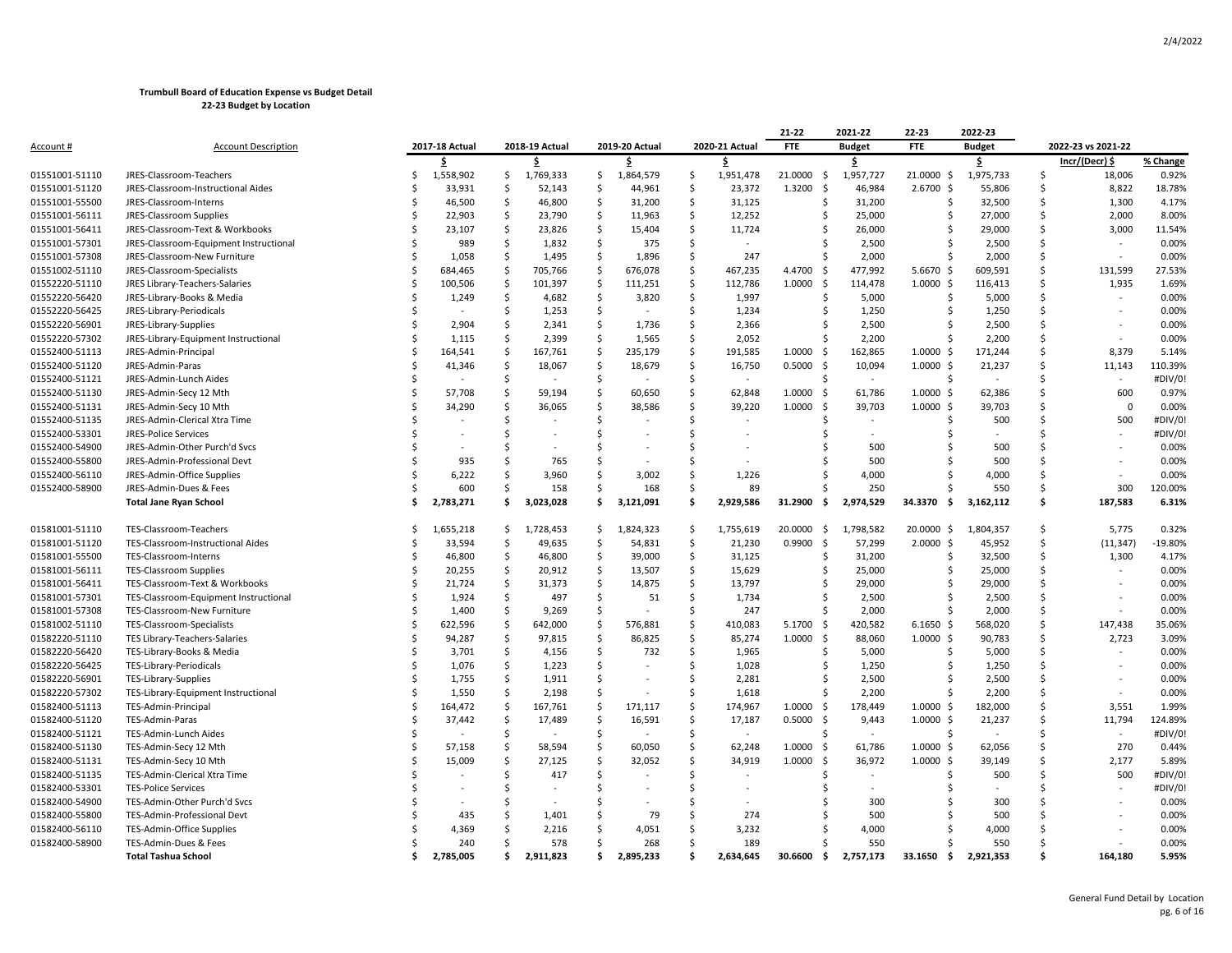2/4/2022

**Trumbull Board of Education Expense vs Budget Detail**
**22-23 Budget by Location**

| Account # | Account Description | 2017-18 Actual | 2018-19 Actual | 2019-20 Actual | 2020-21 Actual | 21-22 FTE | 2021-22 Budget | 22-23 FTE | 2022-23 Budget | 2022-23 vs 2021-22 | |
|---|---|---|---|---|---|---|---|---|---|---|---|
| | | $ | $ | $ | $ | | $ | | $ | Incr/(Decr) $ | % Change |
| 01551001-51110 | JRES-Classroom-Teachers | $ 1,558,902 | $ 1,769,333 | $ 1,864,579 | $ 1,951,478 | 21.0000 | $ 1,957,727 | 21.0000 | $ 1,975,733 | $ 18,006 | 0.92% |
| 01551001-51120 | JRES-Classroom-Instructional Aides | $ 33,931 | $ 52,143 | $ 44,961 | $ 23,372 | 1.3200 | $ 46,984 | 2.6700 | $ 55,806 | $ 8,822 | 18.78% |
| 01551001-55500 | JRES-Classroom-Interns | $ 46,500 | $ 46,800 | $ 31,200 | $ 31,125 | | $ 31,200 | | $ 32,500 | $ 1,300 | 4.17% |
| 01551001-56111 | JRES-Classroom Supplies | $ 22,903 | $ 23,790 | $ 11,963 | $ 12,252 | | $ 25,000 | | $ 27,000 | $ 2,000 | 8.00% |
| 01551001-56411 | JRES-Classroom-Text & Workbooks | $ 23,107 | $ 23,826 | $ 15,404 | $ 11,724 | | $ 26,000 | | $ 29,000 | $ 3,000 | 11.54% |
| 01551001-57301 | JRES-Classroom-Equipment Instructional | $ 989 | $ 1,832 | $ 375 | $ - | | $ 2,500 | | $ 2,500 | $ - | 0.00% |
| 01551001-57308 | JRES-Classroom-New Furniture | $ 1,058 | $ 1,495 | $ 1,896 | $ 247 | | $ 2,000 | | $ 2,000 | $ - | 0.00% |
| 01551002-51110 | JRES-Classroom-Specialists | $ 684,465 | $ 705,766 | $ 676,078 | $ 467,235 | 4.4700 | $ 477,992 | 5.6670 | $ 609,591 | $ 131,599 | 27.53% |
| 01552220-51110 | JRES Library-Teachers-Salaries | $ 100,506 | $ 101,397 | $ 111,251 | $ 112,786 | 1.0000 | $ 114,478 | 1.0000 | $ 116,413 | $ 1,935 | 1.69% |
| 01552220-56420 | JRES-Library-Books & Media | $ 1,249 | $ 4,682 | $ 3,820 | $ 1,997 | | $ 5,000 | | $ 5,000 | $ - | 0.00% |
| 01552220-56425 | JRES-Library-Periodicals | $ - | $ 1,253 | $ - | $ 1,234 | | $ 1,250 | | $ 1,250 | $ - | 0.00% |
| 01552220-56901 | JRES-Library-Supplies | $ 2,904 | $ 2,341 | $ 1,736 | $ 2,366 | | $ 2,500 | | $ 2,500 | $ - | 0.00% |
| 01552220-57302 | JRES-Library-Equipment Instructional | $ 1,115 | $ 2,399 | $ 1,565 | $ 2,052 | | $ 2,200 | | $ 2,200 | $ - | 0.00% |
| 01552400-51113 | JRES-Admin-Principal | $ 164,541 | $ 167,761 | $ 235,179 | $ 191,585 | 1.0000 | $ 162,865 | 1.0000 | $ 171,244 | $ 8,379 | 5.14% |
| 01552400-51120 | JRES-Admin-Paras | $ 41,346 | $ 18,067 | $ 18,679 | $ 16,750 | 0.5000 | $ 10,094 | 1.0000 | $ 21,237 | $ 11,143 | 110.39% |
| 01552400-51121 | JRES-Admin-Lunch Aides | $ - | $ - | $ - | $ - | | $ - | | $ - | $ - | #DIV/0! |
| 01552400-51130 | JRES-Admin-Secy 12 Mth | $ 57,708 | $ 59,194 | $ 60,650 | $ 62,848 | 1.0000 | $ 61,786 | 1.0000 | $ 62,386 | $ 600 | 0.97% |
| 01552400-51131 | JRES-Admin-Secy 10 Mth | $ 34,290 | $ 36,065 | $ 38,586 | $ 39,220 | 1.0000 | $ 39,703 | 1.0000 | $ 39,703 | $ 0 | 0.00% |
| 01552400-51135 | JRES-Admin-Clerical Xtra Time | $ - | $ - | $ - | $ - | | $ - | | $ 500 | $ 500 | #DIV/0! |
| 01552400-53301 | JRES-Police Services | $ - | $ - | $ - | $ - | | $ - | | $ - | $ - | #DIV/0! |
| 01552400-54900 | JRES-Admin-Other Purch'd Svcs | $ - | $ - | $ - | $ - | | $ 500 | | $ 500 | $ - | 0.00% |
| 01552400-55800 | JRES-Admin-Professional Devt | $ 935 | $ 765 | $ - | $ - | | $ 500 | | $ 500 | $ - | 0.00% |
| 01552400-56110 | JRES-Admin-Office Supplies | $ 6,222 | $ 3,960 | $ 3,002 | $ 1,226 | | $ 4,000 | | $ 4,000 | $ - | 0.00% |
| 01552400-58900 | JRES-Admin-Dues & Fees | $ 600 | $ 158 | $ 168 | $ 89 | | $ 250 | | $ 550 | $ 300 | 120.00% |
| | **Total Jane Ryan School** | **$ 2,783,271** | **$ 3,023,028** | **$ 3,121,091** | **$ 2,929,586** | **31.2900** | **$ 2,974,529** | **34.3370** | **$ 3,162,112** | **$ 187,583** | **6.31%** |
| | | | | | | | | | | | |
| 01581001-51110 | TES-Classroom-Teachers | $ 1,655,218 | $ 1,728,453 | $ 1,824,323 | $ 1,755,619 | 20.0000 | $ 1,798,582 | 20.0000 | $ 1,804,357 | $ 5,775 | 0.32% |
| 01581001-51120 | TES-Classroom-Instructional Aides | $ 33,594 | $ 49,635 | $ 54,831 | $ 21,230 | 0.9900 | $ 57,299 | 2.0000 | $ 45,952 | $ (11,347) | -19.80% |
| 01581001-55500 | TES-Classroom-Interns | $ 46,800 | $ 46,800 | $ 39,000 | $ 31,125 | | $ 31,200 | | $ 32,500 | $ 1,300 | 4.17% |
| 01581001-56111 | TES-Classroom Supplies | $ 20,255 | $ 20,912 | $ 13,507 | $ 15,629 | | $ 25,000 | | $ 25,000 | $ - | 0.00% |
| 01581001-56411 | TES-Classroom-Text & Workbooks | $ 21,724 | $ 31,373 | $ 14,875 | $ 13,797 | | $ 29,000 | | $ 29,000 | $ - | 0.00% |
| 01581001-57301 | TES-Classroom-Equipment Instructional | $ 1,924 | $ 497 | $ 51 | $ 1,734 | | $ 2,500 | | $ 2,500 | $ - | 0.00% |
| 01581001-57308 | TES-Classroom-New Furniture | $ 1,400 | $ 9,269 | $ - | $ 247 | | $ 2,000 | | $ 2,000 | $ - | 0.00% |
| 01581002-51110 | TES-Classroom-Specialists | $ 622,596 | $ 642,000 | $ 576,881 | $ 410,083 | 5.1700 | $ 420,582 | 6.1650 | $ 568,020 | $ 147,438 | 35.06% |
| 01582220-51110 | TES Library-Teachers-Salaries | $ 94,287 | $ 97,815 | $ 86,825 | $ 85,274 | 1.0000 | $ 88,060 | 1.0000 | $ 90,783 | $ 2,723 | 3.09% |
| 01582220-56420 | TES-Library-Books & Media | $ 3,701 | $ 4,156 | $ 732 | $ 1,965 | | $ 5,000 | | $ 5,000 | $ - | 0.00% |
| 01582220-56425 | TES-Library-Periodicals | $ 1,076 | $ 1,223 | $ - | $ 1,028 | | $ 1,250 | | $ 1,250 | $ - | 0.00% |
| 01582220-56901 | TES-Library-Supplies | $ 1,755 | $ 1,911 | $ - | $ 2,281 | | $ 2,500 | | $ 2,500 | $ - | 0.00% |
| 01582220-57302 | TES-Library-Equipment Instructional | $ 1,550 | $ 2,198 | $ - | $ 1,618 | | $ 2,200 | | $ 2,200 | $ - | 0.00% |
| 01582400-51113 | TES-Admin-Principal | $ 164,472 | $ 167,761 | $ 171,117 | $ 174,967 | 1.0000 | $ 178,449 | 1.0000 | $ 182,000 | $ 3,551 | 1.99% |
| 01582400-51120 | TES-Admin-Paras | $ 37,442 | $ 17,489 | $ 16,591 | $ 17,187 | 0.5000 | $ 9,443 | 1.0000 | $ 21,237 | $ 11,794 | 124.89% |
| 01582400-51121 | TES-Admin-Lunch Aides | $ - | $ - | $ - | $ - | | $ - | | $ - | $ - | #DIV/0! |
| 01582400-51130 | TES-Admin-Secy 12 Mth | $ 57,158 | $ 58,594 | $ 60,050 | $ 62,248 | 1.0000 | $ 61,786 | 1.0000 | $ 62,056 | $ 270 | 0.44% |
| 01582400-51131 | TES-Admin-Secy 10 Mth | $ 15,009 | $ 27,125 | $ 32,052 | $ 34,919 | 1.0000 | $ 36,972 | 1.0000 | $ 39,149 | $ 2,177 | 5.89% |
| 01582400-51135 | TES-Admin-Clerical Xtra Time | $ - | $ 417 | $ - | $ - | | $ - | | $ 500 | $ 500 | #DIV/0! |
| 01582400-53301 | TES-Police Services | $ - | $ - | $ - | $ - | | $ - | | $ - | $ - | #DIV/0! |
| 01582400-54900 | TES-Admin-Other Purch'd Svcs | $ - | $ - | $ - | $ - | | $ 300 | | $ 300 | $ - | 0.00% |
| 01582400-55800 | TES-Admin-Professional Devt | $ 435 | $ 1,401 | $ 79 | $ 274 | | $ 500 | | $ 500 | $ - | 0.00% |
| 01582400-56110 | TES-Admin-Office Supplies | $ 4,369 | $ 2,216 | $ 4,051 | $ 3,232 | | $ 4,000 | | $ 4,000 | $ - | 0.00% |
| 01582400-58900 | TES-Admin-Dues & Fees | $ 240 | $ 578 | $ 268 | $ 189 | | $ 550 | | $ 550 | $ - | 0.00% |
| | **Total Tashua School** | **$ 2,785,005** | **$ 2,911,823** | **$ 2,895,233** | **$ 2,634,645** | **30.6600** | **$ 2,757,173** | **33.1650** | **$ 2,921,353** | **$ 164,180** | **5.95%** |

General Fund Detail by Location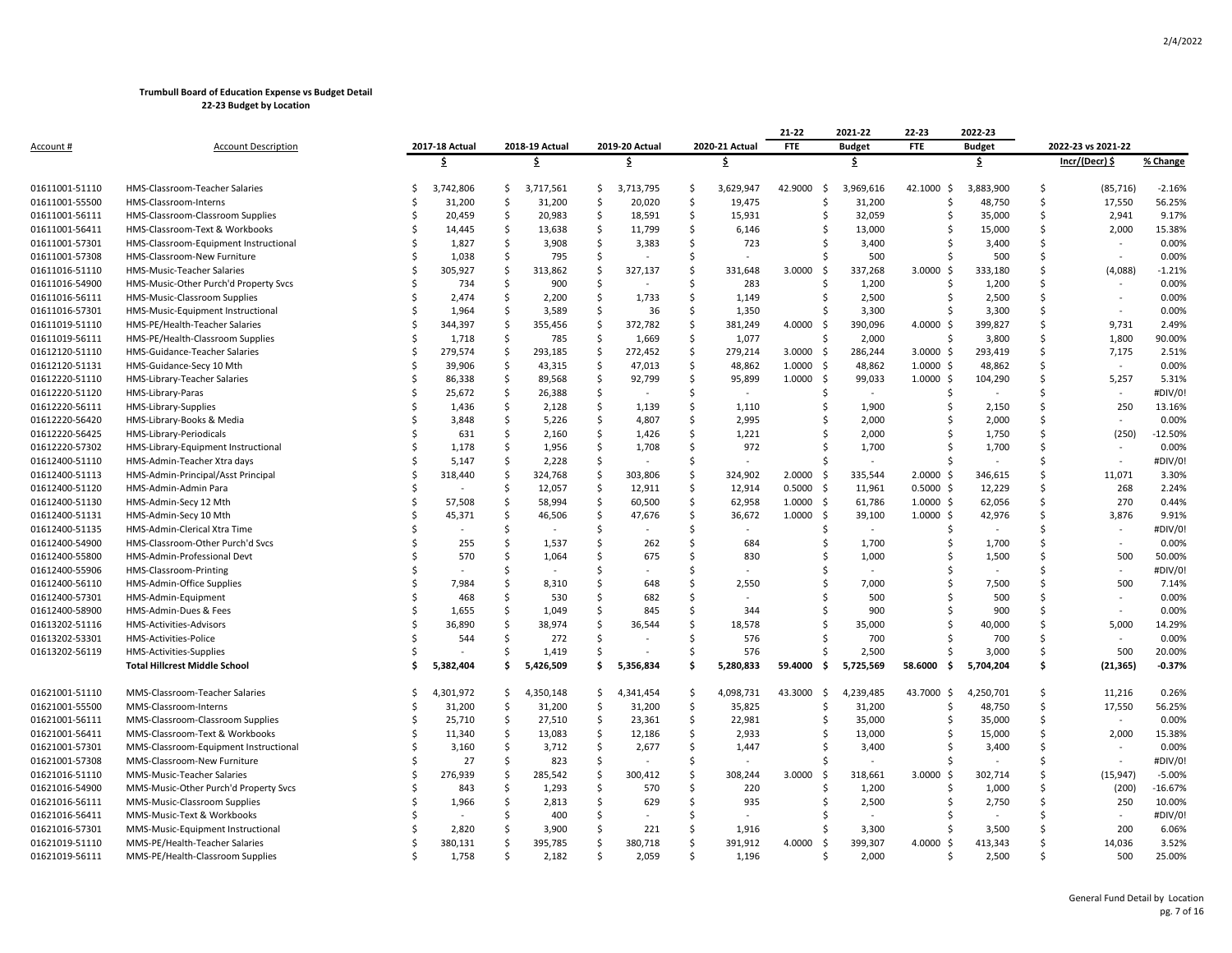**Trumbull Board of Education Expense vs Budget Detail**
**22-23 Budget by Location**

| Account # | Account Description | 2017-18 Actual | 2018-19 Actual | 2019-20 Actual | 2020-21 Actual | 21-22 FTE | 2021-22 Budget | 22-23 FTE | 2022-23 Budget | 2022-23 vs 2021-22 | |
|---|---|---|---|---|---|---|---|---|---|---|---|
| | | $ | $ | $ | $ | | $ | | $ | Incr/(Decr) $ | % Change |
| 01611001-51110 | HMS-Classroom-Teacher Salaries | $ 3,742,806 | $ 3,717,561 | $ 3,713,795 | $ 3,629,947 | 42.9000 | $ 3,969,616 | 42.1000 | $ 3,883,900 | $ (85,716) | -2.16% |
| 01611001-55500 | HMS-Classroom-Interns | $ 31,200 | $ 31,200 | $ 20,020 | $ 19,475 | | $ 31,200 | | $ 48,750 | $ 17,550 | 56.25% |
| 01611001-56111 | HMS-Classroom-Classroom Supplies | $ 20,459 | $ 20,983 | $ 18,591 | $ 15,931 | | $ 32,059 | | $ 35,000 | $ 2,941 | 9.17% |
| 01611001-56411 | HMS-Classroom-Text & Workbooks | $ 14,445 | $ 13,638 | $ 11,799 | $ 6,146 | | $ 13,000 | | $ 15,000 | $ 2,000 | 15.38% |
| 01611001-57301 | HMS-Classroom-Equipment Instructional | $ 1,827 | $ 3,908 | $ 3,383 | $ 723 | | $ 3,400 | | $ 3,400 | $ - | 0.00% |
| 01611001-57308 | HMS-Classroom-New Furniture | $ 1,038 | $ 795 | $ - | $ - | | $ 500 | | $ 500 | $ - | 0.00% |
| 01611016-51110 | HMS-Music-Teacher Salaries | $ 305,927 | $ 313,862 | $ 327,137 | $ 331,648 | 3.0000 | $ 337,268 | 3.0000 | $ 333,180 | $ (4,088) | -1.21% |
| 01611016-54900 | HMS-Music-Other Purch'd Property Svcs | $ 734 | $ 900 | $ - | $ 283 | | $ 1,200 | | $ 1,200 | $ - | 0.00% |
| 01611016-56111 | HMS-Music-Classroom Supplies | $ 2,474 | $ 2,200 | $ 1,733 | $ 1,149 | | $ 2,500 | | $ 2,500 | $ - | 0.00% |
| 01611016-57301 | HMS-Music-Equipment Instructional | $ 1,964 | $ 3,589 | $ 36 | $ 1,350 | | $ 3,300 | | $ 3,300 | $ - | 0.00% |
| 01611019-51110 | HMS-PE/Health-Teacher Salaries | $ 344,397 | $ 355,456 | $ 372,782 | $ 381,249 | 4.0000 | $ 390,096 | 4.0000 | $ 399,827 | $ 9,731 | 2.49% |
| 01611019-56111 | HMS-PE/Health-Classroom Supplies | $ 1,718 | $ 785 | $ 1,669 | $ 1,077 | | $ 2,000 | | $ 3,800 | $ 1,800 | 90.00% |
| 01612120-51110 | HMS-Guidance-Teacher Salaries | $ 279,574 | $ 293,185 | $ 272,452 | $ 279,214 | 3.0000 | $ 286,244 | 3.0000 | $ 293,419 | $ 7,175 | 2.51% |
| 01612120-51131 | HMS-Guidance-Secy 10 Mth | $ 39,906 | $ 43,315 | $ 47,013 | $ 48,862 | 1.0000 | $ 48,862 | 1.0000 | $ 48,862 | $ - | 0.00% |
| 01612220-51110 | HMS-Library-Teacher Salaries | $ 86,338 | $ 89,568 | $ 92,799 | $ 95,899 | 1.0000 | $ 99,033 | 1.0000 | $ 104,290 | $ 5,257 | 5.31% |
| 01612220-51120 | HMS-Library-Paras | $ 25,672 | $ 26,388 | $ - | $ - | | $ - | | $ - | $ - | #DIV/0! |
| 01612220-56111 | HMS-Library-Supplies | $ 1,436 | $ 2,128 | $ 1,139 | $ 1,110 | | $ 1,900 | | $ 2,150 | $ 250 | 13.16% |
| 01612220-56420 | HMS-Library-Books & Media | $ 3,848 | $ 5,226 | $ 4,807 | $ 2,995 | | $ 2,000 | | $ 2,000 | $ - | 0.00% |
| 01612220-56425 | HMS-Library-Periodicals | $ 631 | $ 2,160 | $ 1,426 | $ 1,221 | | $ 2,000 | | $ 1,750 | $ (250) | -12.50% |
| 01612220-57302 | HMS-Library-Equipment Instructional | $ 1,178 | $ 1,956 | $ 1,708 | $ 972 | | $ 1,700 | | $ 1,700 | $ - | 0.00% |
| 01612400-51110 | HMS-Admin-Teacher Xtra days | $ 5,147 | $ 2,228 | $ - | $ - | | $ - | | $ - | $ - | #DIV/0! |
| 01612400-51113 | HMS-Admin-Principal/Asst Principal | $ 318,440 | $ 324,768 | $ 303,806 | $ 324,902 | 2.0000 | $ 335,544 | 2.0000 | $ 346,615 | $ 11,071 | 3.30% |
| 01612400-51120 | HMS-Admin-Admin Para | $ - | $ 12,057 | $ 12,911 | $ 12,914 | 0.5000 | $ 11,961 | 0.5000 | $ 12,229 | $ 268 | 2.24% |
| 01612400-51130 | HMS-Admin-Secy 12 Mth | $ 57,508 | $ 58,994 | $ 60,500 | $ 62,958 | 1.0000 | $ 61,786 | 1.0000 | $ 62,056 | $ 270 | 0.44% |
| 01612400-51131 | HMS-Admin-Secy 10 Mth | $ 45,371 | $ 46,506 | $ 47,676 | $ 36,672 | 1.0000 | $ 39,100 | 1.0000 | $ 42,976 | $ 3,876 | 9.91% |
| 01612400-51135 | HMS-Admin-Clerical Xtra Time | $ - | $ - | $ - | $ - | | $ - | | $ - | $ - | #DIV/0! |
| 01612400-54900 | HMS-Classroom-Other Purch'd Svcs | $ 255 | $ 1,537 | $ 262 | $ 684 | | $ 1,700 | | $ 1,700 | $ - | 0.00% |
| 01612400-55800 | HMS-Admin-Professional Devt | $ 570 | $ 1,064 | $ 675 | $ 830 | | $ 1,000 | | $ 1,500 | $ 500 | 50.00% |
| 01612400-55906 | HMS-Classroom-Printing | $ - | $ - | $ - | $ - | | $ - | | $ - | $ - | #DIV/0! |
| 01612400-56110 | HMS-Admin-Office Supplies | $ 7,984 | $ 8,310 | $ 648 | $ 2,550 | | $ 7,000 | | $ 7,500 | $ 500 | 7.14% |
| 01612400-57301 | HMS-Admin-Equipment | $ 468 | $ 530 | $ 682 | $ - | | $ 500 | | $ 500 | $ - | 0.00% |
| 01612400-58900 | HMS-Admin-Dues & Fees | $ 1,655 | $ 1,049 | $ 845 | $ 344 | | $ 900 | | $ 900 | $ - | 0.00% |
| 01613202-51116 | HMS-Activities-Advisors | $ 36,890 | $ 38,974 | $ 36,544 | $ 18,578 | | $ 35,000 | | $ 40,000 | $ 5,000 | 14.29% |
| 01613202-53301 | HMS-Activities-Police | $ 544 | $ 272 | $ - | $ 576 | | $ 700 | | $ 700 | $ - | 0.00% |
| 01613202-56119 | HMS-Activities-Supplies | $ - | $ 1,419 | $ - | $ 576 | | $ 2,500 | | $ 3,000 | $ 500 | 20.00% |
| | **Total Hillcrest Middle School** | **$ 5,382,404** | **$ 5,426,509** | **$ 5,356,834** | **$ 5,280,833** | **59.4000** | **$ 5,725,569** | **58.6000** | **$ 5,704,204** | **$ (21,365)** | **-0.37%** |
| 01621001-51110 | MMS-Classroom-Teacher Salaries | $ 4,301,972 | $ 4,350,148 | $ 4,341,454 | $ 4,098,731 | 43.3000 | $ 4,239,485 | 43.7000 | $ 4,250,701 | $ 11,216 | 0.26% |
| 01621001-55500 | MMS-Classroom-Interns | $ 31,200 | $ 31,200 | $ 31,200 | $ 35,825 | | $ 31,200 | | $ 48,750 | $ 17,550 | 56.25% |
| 01621001-56111 | MMS-Classroom-Classroom Supplies | $ 25,710 | $ 27,510 | $ 23,361 | $ 22,981 | | $ 35,000 | | $ 35,000 | $ - | 0.00% |
| 01621001-56411 | MMS-Classroom-Text & Workbooks | $ 11,340 | $ 13,083 | $ 12,186 | $ 2,933 | | $ 13,000 | | $ 15,000 | $ 2,000 | 15.38% |
| 01621001-57301 | MMS-Classroom-Equipment Instructional | $ 3,160 | $ 3,712 | $ 2,677 | $ 1,447 | | $ 3,400 | | $ 3,400 | $ - | 0.00% |
| 01621001-57308 | MMS-Classroom-New Furniture | $ 27 | $ 823 | $ - | $ - | | $ - | | $ - | $ - | #DIV/0! |
| 01621016-51110 | MMS-Music-Teacher Salaries | $ 276,939 | $ 285,542 | $ 300,412 | $ 308,244 | 3.0000 | $ 318,661 | 3.0000 | $ 302,714 | $ (15,947) | -5.00% |
| 01621016-54900 | MMS-Music-Other Purch'd Property Svcs | $ 843 | $ 1,293 | $ 570 | $ 220 | | $ 1,200 | | $ 1,000 | $ (200) | -16.67% |
| 01621016-56111 | MMS-Music-Classroom Supplies | $ 1,966 | $ 2,813 | $ 629 | $ 935 | | $ 2,500 | | $ 2,750 | $ 250 | 10.00% |
| 01621016-56411 | MMS-Music-Text & Workbooks | $ - | $ 400 | $ - | $ - | | $ - | | $ - | $ - | #DIV/0! |
| 01621016-57301 | MMS-Music-Equipment Instructional | $ 2,820 | $ 3,900 | $ 221 | $ 1,916 | | $ 3,300 | | $ 3,500 | $ 200 | 6.06% |
| 01621019-51110 | MMS-PE/Health-Teacher Salaries | $ 380,131 | $ 395,785 | $ 380,718 | $ 391,912 | 4.0000 | $ 399,307 | 4.0000 | $ 413,343 | $ 14,036 | 3.52% |
| 01621019-56111 | MMS-PE/Health-Classroom Supplies | $ 1,758 | $ 2,182 | $ 2,059 | $ 1,196 | | $ 2,000 | | $ 2,500 | $ 500 | 25.00% |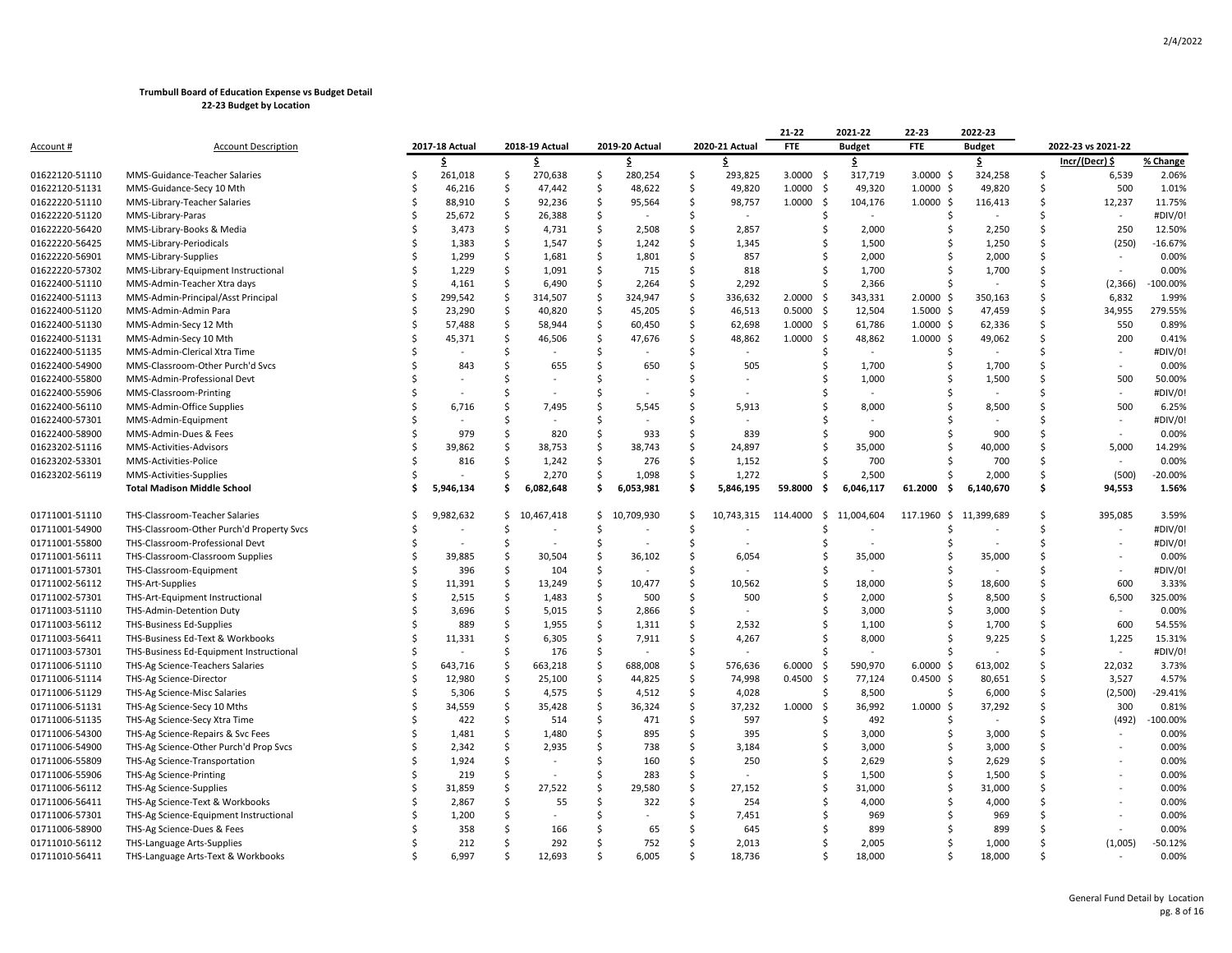**Trumbull Board of Education Expense vs Budget Detail**
**22-23 Budget by Location**

| Account # | Account Description | 2017-18 Actual | 2018-19 Actual | 2019-20 Actual | 2020-21 Actual | 21-22 FTE | 2021-22 Budget | 22-23 FTE | 2022-23 Budget | 2022-23 vs 2021-22 | |
|---|---|---|---|---|---|---|---|---|---|---|---|
| | | $ | $ | $ | $ | | $ | | $ | Incr/(Decr) $ | % Change |
| 01622120-51110 | MMS-Guidance-Teacher Salaries | $ 261,018 | $ 270,638 | $ 280,254 | $ 293,825 | 3.0000 | $ 317,719 | 3.0000 | $ 324,258 | $ 6,539 | 2.06% |
| 01622120-51131 | MMS-Guidance-Secy 10 Mth | $ 46,216 | $ 47,442 | $ 48,622 | $ 49,820 | 1.0000 | $ 49,320 | 1.0000 | $ 49,820 | $ 500 | 1.01% |
| 01622220-51110 | MMS-Library-Teacher Salaries | $ 88,910 | $ 92,236 | $ 95,564 | $ 98,757 | 1.0000 | $ 104,176 | 1.0000 | $ 116,413 | $ 12,237 | 11.75% |
| 01622220-51120 | MMS-Library-Paras | $ 25,672 | $ 26,388 | $ - | $ - | | $ - | | $ - | $ - | #DIV/0! |
| 01622220-56420 | MMS-Library-Books & Media | $ 3,473 | $ 4,731 | $ 2,508 | $ 2,857 | | $ 2,000 | | $ 2,250 | $ 250 | 12.50% |
| 01622220-56425 | MMS-Library-Periodicals | $ 1,383 | $ 1,547 | $ 1,242 | $ 1,345 | | $ 1,500 | | $ 1,250 | $ (250) | -16.67% |
| 01622220-56901 | MMS-Library-Supplies | $ 1,299 | $ 1,681 | $ 1,801 | $ 857 | | $ 2,000 | | $ 2,000 | $ - | 0.00% |
| 01622220-57302 | MMS-Library-Equipment Instructional | $ 1,229 | $ 1,091 | $ 715 | $ 818 | | $ 1,700 | | $ 1,700 | $ - | 0.00% |
| 01622400-51110 | MMS-Admin-Teacher Xtra days | $ 4,161 | $ 6,490 | $ 2,264 | $ 2,292 | | $ 2,366 | | $ - | $ (2,366) | -100.00% |
| 01622400-51113 | MMS-Admin-Principal/Asst Principal | $ 299,542 | $ 314,507 | $ 324,947 | $ 336,632 | 2.0000 | $ 343,331 | 2.0000 | $ 350,163 | $ 6,832 | 1.99% |
| 01622400-51120 | MMS-Admin-Admin Para | $ 23,290 | $ 40,820 | $ 45,205 | $ 46,513 | 0.5000 | $ 12,504 | 1.5000 | $ 47,459 | $ 34,955 | 279.55% |
| 01622400-51130 | MMS-Admin-Secy 12 Mth | $ 57,488 | $ 58,944 | $ 60,450 | $ 62,698 | 1.0000 | $ 61,786 | 1.0000 | $ 62,336 | $ 550 | 0.89% |
| 01622400-51131 | MMS-Admin-Secy 10 Mth | $ 45,371 | $ 46,506 | $ 47,676 | $ 48,862 | 1.0000 | $ 48,862 | 1.0000 | $ 49,062 | $ 200 | 0.41% |
| 01622400-51135 | MMS-Admin-Clerical Xtra Time | $ - | $ - | $ - | $ - | | $ - | | $ - | $ - | #DIV/0! |
| 01622400-54900 | MMS-Classroom-Other Purch'd Svcs | $ 843 | $ 655 | $ 650 | $ 505 | | $ 1,700 | | $ 1,700 | $ - | 0.00% |
| 01622400-55800 | MMS-Admin-Professional Devt | $ - | $ - | $ - | $ - | | $ 1,000 | | $ 1,500 | $ 500 | 50.00% |
| 01622400-55906 | MMS-Classroom-Printing | $ - | $ - | $ - | $ - | | $ - | | $ - | $ - | #DIV/0! |
| 01622400-56110 | MMS-Admin-Office Supplies | $ 6,716 | $ 7,495 | $ 5,545 | $ 5,913 | | $ 8,000 | | $ 8,500 | $ 500 | 6.25% |
| 01622400-57301 | MMS-Admin-Equipment | $ - | $ - | $ - | $ - | | $ - | | $ - | $ - | #DIV/0! |
| 01622400-58900 | MMS-Admin-Dues & Fees | $ 979 | $ 820 | $ 933 | $ 839 | | $ 900 | | $ 900 | $ - | 0.00% |
| 01623202-51116 | MMS-Activities-Advisors | $ 39,862 | $ 38,753 | $ 38,743 | $ 24,897 | | $ 35,000 | | $ 40,000 | $ 5,000 | 14.29% |
| 01623202-53301 | MMS-Activities-Police | $ 816 | $ 1,242 | $ 276 | $ 1,152 | | $ 700 | | $ 700 | $ - | 0.00% |
| 01623202-56119 | MMS-Activities-Supplies | $ - | $ 2,270 | $ 1,098 | $ 1,272 | | $ 2,500 | | $ 2,000 | $ (500) | -20.00% |
| | **Total Madison Middle School** | **$ 5,946,134** | **$ 6,082,648** | **$ 6,053,981** | **$ 5,846,195** | **59.8000** | **$ 6,046,117** | **61.2000** | **$ 6,140,670** | **$ 94,553** | **1.56%** |
| 01711001-51110 | THS-Classroom-Teacher Salaries | $ 9,982,632 | $ 10,467,418 | $ 10,709,930 | $ 10,743,315 | 114.4000 | $ 11,004,604 | 117.1960 | $ 11,399,689 | $ 395,085 | 3.59% |
| 01711001-54900 | THS-Classroom-Other Purch'd Property Svcs | $ - | $ - | $ - | $ - | | $ - | | $ - | $ - | #DIV/0! |
| 01711001-55800 | THS-Classroom-Professional Devt | $ - | $ - | $ - | $ - | | $ - | | $ - | $ - | #DIV/0! |
| 01711001-56111 | THS-Classroom-Classroom Supplies | $ 39,885 | $ 30,504 | $ 36,102 | $ 6,054 | | $ 35,000 | | $ 35,000 | $ - | 0.00% |
| 01711001-57301 | THS-Classroom-Equipment | $ 396 | $ 104 | $ - | $ - | | $ - | | $ - | $ - | #DIV/0! |
| 01711002-56112 | THS-Art-Supplies | $ 11,391 | $ 13,249 | $ 10,477 | $ 10,562 | | $ 18,000 | | $ 18,600 | $ 600 | 3.33% |
| 01711002-57301 | THS-Art-Equipment Instructional | $ 2,515 | $ 1,483 | $ 500 | $ 500 | | $ 2,000 | | $ 8,500 | $ 6,500 | 325.00% |
| 01711003-51110 | THS-Admin-Detention Duty | $ 3,696 | $ 5,015 | $ 2,866 | $ - | | $ 3,000 | | $ 3,000 | $ - | 0.00% |
| 01711003-56112 | THS-Business Ed-Supplies | $ 889 | $ 1,955 | $ 1,311 | $ 2,532 | | $ 1,100 | | $ 1,700 | $ 600 | 54.55% |
| 01711003-56411 | THS-Business Ed-Text & Workbooks | $ 11,331 | $ 6,305 | $ 7,911 | $ 4,267 | | $ 8,000 | | $ 9,225 | $ 1,225 | 15.31% |
| 01711003-57301 | THS-Business Ed-Equipment Instructional | $ - | $ 176 | $ - | $ - | | $ - | | $ - | $ - | #DIV/0! |
| 01711006-51110 | THS-Ag Science-Teachers Salaries | $ 643,716 | $ 663,218 | $ 688,008 | $ 576,636 | 6.0000 | $ 590,970 | 6.0000 | $ 613,002 | $ 22,032 | 3.73% |
| 01711006-51114 | THS-Ag Science-Director | $ 12,980 | $ 25,100 | $ 44,825 | $ 74,998 | 0.4500 | $ 77,124 | 0.4500 | $ 80,651 | $ 3,527 | 4.57% |
| 01711006-51129 | THS-Ag Science-Misc Salaries | $ 5,306 | $ 4,575 | $ 4,512 | $ 4,028 | | $ 8,500 | | $ 6,000 | $ (2,500) | -29.41% |
| 01711006-51131 | THS-Ag Science-Secy 10 Mths | $ 34,559 | $ 35,428 | $ 36,324 | $ 37,232 | 1.0000 | $ 36,992 | 1.0000 | $ 37,292 | $ 300 | 0.81% |
| 01711006-51135 | THS-Ag Science-Secy Xtra Time | $ 422 | $ 514 | $ 471 | $ 597 | | $ 492 | | $ - | $ (492) | -100.00% |
| 01711006-54300 | THS-Ag Science-Repairs & Svc Fees | $ 1,481 | $ 1,480 | $ 895 | $ 395 | | $ 3,000 | | $ 3,000 | $ - | 0.00% |
| 01711006-54900 | THS-Ag Science-Other Purch'd Prop Svcs | $ 2,342 | $ 2,935 | $ 738 | $ 3,184 | | $ 3,000 | | $ 3,000 | $ - | 0.00% |
| 01711006-55809 | THS-Ag Science-Transportation | $ 1,924 | $ - | $ 160 | $ 250 | | $ 2,629 | | $ 2,629 | $ - | 0.00% |
| 01711006-55906 | THS-Ag Science-Printing | $ 219 | $ - | $ 283 | $ - | | $ 1,500 | | $ 1,500 | $ - | 0.00% |
| 01711006-56112 | THS-Ag Science-Supplies | $ 31,859 | $ 27,522 | $ 29,580 | $ 27,152 | | $ 31,000 | | $ 31,000 | $ - | 0.00% |
| 01711006-56411 | THS-Ag Science-Text & Workbooks | $ 2,867 | $ 55 | $ 322 | $ 254 | | $ 4,000 | | $ 4,000 | $ - | 0.00% |
| 01711006-57301 | THS-Ag Science-Equipment Instructional | $ 1,200 | $ - | $ - | $ 7,451 | | $ 969 | | $ 969 | $ - | 0.00% |
| 01711006-58900 | THS-Ag Science-Dues & Fees | $ 358 | $ 166 | $ 65 | $ 645 | | $ 899 | | $ 899 | $ - | 0.00% |
| 01711010-56112 | THS-Language Arts-Supplies | $ 212 | $ 292 | $ 752 | $ 2,013 | | $ 2,005 | | $ 1,000 | $ (1,005) | -50.12% |
| 01711010-56411 | THS-Language Arts-Text & Workbooks | $ 6,997 | $ 12,693 | $ 6,005 | $ 18,736 | | $ 18,000 | | $ 18,000 | $ - | 0.00% |

General Fund Detail by Location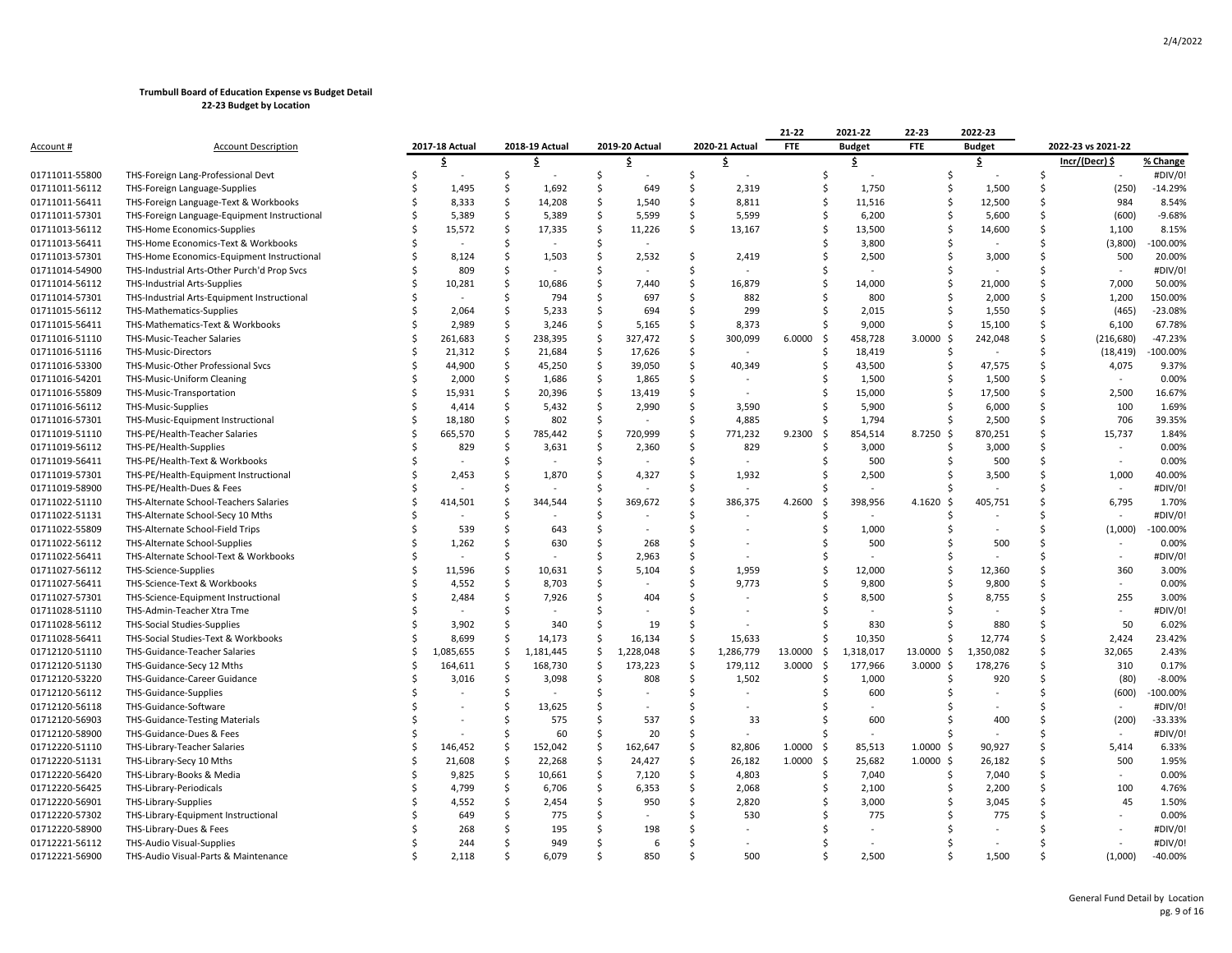**Trumbull Board of Education Expense vs Budget Detail**
**22-23 Budget by Location**

| Account # | Account Description | 2017-18 Actual | 2018-19 Actual | 2019-20 Actual | 2020-21 Actual | 21-22 FTE | 2021-22 Budget | 22-23 FTE | 2022-23 Budget | 2022-23 vs 2021-22 | |
|---|---|---|---|---|---|---|---|---|---|---|---|
| | | $ | $ | $ | $ | | $ | | $ | Incr/(Decr) $ | % Change |
| 01711011-55800 | THS-Foreign Lang-Professional Devt | $ - | $ - | $ - | $ - | | $ - | | $ - | $ - | #DIV/0! |
| 01711011-56112 | THS-Foreign Language-Supplies | $ 1,495 | $ 1,692 | $ 649 | $ 2,319 | | $ 1,750 | | $ 1,500 | $ (250) | -14.29% |
| 01711011-56411 | THS-Foreign Language-Text & Workbooks | $ 8,333 | $ 14,208 | $ 1,540 | $ 8,811 | | $ 11,516 | | $ 12,500 | $ 984 | 8.54% |
| 01711011-57301 | THS-Foreign Language-Equipment Instructional | $ 5,389 | $ 5,389 | $ 5,599 | $ 5,599 | | $ 6,200 | | $ 5,600 | $ (600) | -9.68% |
| 01711013-56112 | THS-Home Economics-Supplies | $ 15,572 | $ 17,335 | $ 11,226 | $ 13,167 | | $ 13,500 | | $ 14,600 | $ 1,100 | 8.15% |
| 01711013-56411 | THS-Home Economics-Text & Workbooks | $ - | $ - | $ - | | | $ 3,800 | | $ - | $ (3,800) | -100.00% |
| 01711013-57301 | THS-Home Economics-Equipment Instructional | $ 8,124 | $ 1,503 | $ 2,532 | $ 2,419 | | $ 2,500 | | $ 3,000 | $ 500 | 20.00% |
| 01711014-54900 | THS-Industrial Arts-Other Purch'd Prop Svcs | $ 809 | $ - | $ - | $ - | | $ - | | $ - | $ - | #DIV/0! |
| 01711014-56112 | THS-Industrial Arts-Supplies | $ 10,281 | $ 10,686 | $ 7,440 | $ 16,879 | | $ 14,000 | | $ 21,000 | $ 7,000 | 50.00% |
| 01711014-57301 | THS-Industrial Arts-Equipment Instructional | $ - | $ 794 | $ 697 | $ 882 | | $ 800 | | $ 2,000 | $ 1,200 | 150.00% |
| 01711015-56112 | THS-Mathematics-Supplies | $ 2,064 | $ 5,233 | $ 694 | $ 299 | | $ 2,015 | | $ 1,550 | $ (465) | -23.08% |
| 01711015-56411 | THS-Mathematics-Text & Workbooks | $ 2,989 | $ 3,246 | $ 5,165 | $ 8,373 | | $ 9,000 | | $ 15,100 | $ 6,100 | 67.78% |
| 01711016-51110 | THS-Music-Teacher Salaries | $ 261,683 | $ 238,395 | $ 327,472 | $ 300,099 | 6.0000 | $ 458,728 | 3.0000 | $ 242,048 | $ (216,680) | -47.23% |
| 01711016-51116 | THS-Music-Directors | $ 21,312 | $ 21,684 | $ 17,626 | $ - | | $ 18,419 | | $ - | $ (18,419) | -100.00% |
| 01711016-53300 | THS-Music-Other Professional Svcs | $ 44,900 | $ 45,250 | $ 39,050 | $ 40,349 | | $ 43,500 | | $ 47,575 | $ 4,075 | 9.37% |
| 01711016-54201 | THS-Music-Uniform Cleaning | $ 2,000 | $ 1,686 | $ 1,865 | $ - | | $ 1,500 | | $ 1,500 | $ - | 0.00% |
| 01711016-55809 | THS-Music-Transportation | $ 15,931 | $ 20,396 | $ 13,419 | $ - | | $ 15,000 | | $ 17,500 | $ 2,500 | 16.67% |
| 01711016-56112 | THS-Music-Supplies | $ 4,414 | $ 5,432 | $ 2,990 | $ 3,590 | | $ 5,900 | | $ 6,000 | $ 100 | 1.69% |
| 01711016-57301 | THS-Music-Equipment Instructional | $ 18,180 | $ 802 | $ - | $ 4,885 | | $ 1,794 | | $ 2,500 | $ 706 | 39.35% |
| 01711019-51110 | THS-PE/Health-Teacher Salaries | $ 665,570 | $ 785,442 | $ 720,999 | $ 771,232 | 9.2300 | $ 854,514 | 8.7250 | $ 870,251 | $ 15,737 | 1.84% |
| 01711019-56112 | THS-PE/Health-Supplies | $ 829 | $ 3,631 | $ 2,360 | $ 829 | | $ 3,000 | | $ 3,000 | $ - | 0.00% |
| 01711019-56411 | THS-PE/Health-Text & Workbooks | $ - | $ - | $ - | $ - | | $ 500 | | $ 500 | $ - | 0.00% |
| 01711019-57301 | THS-PE/Health-Equipment Instructional | $ 2,453 | $ 1,870 | $ 4,327 | $ 1,932 | | $ 2,500 | | $ 3,500 | $ 1,000 | 40.00% |
| 01711019-58900 | THS-PE/Health-Dues & Fees | $ - | $ - | $ - | $ - | | $ - | | $ - | $ - | #DIV/0! |
| 01711022-51110 | THS-Alternate School-Teachers Salaries | $ 414,501 | $ 344,544 | $ 369,672 | $ 386,375 | 4.2600 | $ 398,956 | 4.1620 | $ 405,751 | $ 6,795 | 1.70% |
| 01711022-51131 | THS-Alternate School-Secy 10 Mths | $ - | $ - | $ - | $ - | | $ - | | $ - | $ - | #DIV/0! |
| 01711022-55809 | THS-Alternate School-Field Trips | $ 539 | $ 643 | $ - | $ - | | $ 1,000 | | $ - | $ (1,000) | -100.00% |
| 01711022-56112 | THS-Alternate School-Supplies | $ 1,262 | $ 630 | $ 268 | $ - | | $ 500 | | $ 500 | $ - | 0.00% |
| 01711022-56411 | THS-Alternate School-Text & Workbooks | $ - | $ - | $ 2,963 | $ - | | $ - | | $ - | $ - | #DIV/0! |
| 01711027-56112 | THS-Science-Supplies | $ 11,596 | $ 10,631 | $ 5,104 | $ 1,959 | | $ 12,000 | | $ 12,360 | $ 360 | 3.00% |
| 01711027-56411 | THS-Science-Text & Workbooks | $ 4,552 | $ 8,703 | $ - | $ 9,773 | | $ 9,800 | | $ 9,800 | $ - | 0.00% |
| 01711027-57301 | THS-Science-Equipment Instructional | $ 2,484 | $ 7,926 | $ 404 | $ - | | $ 8,500 | | $ 8,755 | $ 255 | 3.00% |
| 01711028-51110 | THS-Admin-Teacher Xtra Tme | $ - | $ - | $ - | $ - | | $ - | | $ - | $ - | #DIV/0! |
| 01711028-56112 | THS-Social Studies-Supplies | $ 3,902 | $ 340 | $ 19 | $ - | | $ 830 | | $ 880 | $ 50 | 6.02% |
| 01711028-56411 | THS-Social Studies-Text & Workbooks | $ 8,699 | $ 14,173 | $ 16,134 | $ 15,633 | | $ 10,350 | | $ 12,774 | $ 2,424 | 23.42% |
| 01712120-51110 | THS-Guidance-Teacher Salaries | $ 1,085,655 | $ 1,181,445 | $ 1,228,048 | $ 1,286,779 | 13.0000 | $ 1,318,017 | 13.0000 | $ 1,350,082 | $ 32,065 | 2.43% |
| 01712120-51130 | THS-Guidance-Secy 12 Mths | $ 164,611 | $ 168,730 | $ 173,223 | $ 179,112 | 3.0000 | $ 177,966 | 3.0000 | $ 178,276 | $ 310 | 0.17% |
| 01712120-53220 | THS-Guidance-Career Guidance | $ 3,016 | $ 3,098 | $ 808 | $ 1,502 | | $ 1,000 | | $ 920 | $ (80) | -8.00% |
| 01712120-56112 | THS-Guidance-Supplies | $ - | $ - | $ - | $ - | | $ 600 | | $ - | $ (600) | -100.00% |
| 01712120-56118 | THS-Guidance-Software | $ - | $ 13,625 | $ - | $ - | | $ - | | $ - | $ - | #DIV/0! |
| 01712120-56903 | THS-Guidance-Testing Materials | $ - | $ 575 | $ 537 | $ 33 | | $ 600 | | $ 400 | $ (200) | -33.33% |
| 01712120-58900 | THS-Guidance-Dues & Fees | $ - | $ 60 | $ 20 | $ - | | $ - | | $ - | $ - | #DIV/0! |
| 01712220-51110 | THS-Library-Teacher Salaries | $ 146,452 | $ 152,042 | $ 162,647 | $ 82,806 | 1.0000 | $ 85,513 | 1.0000 | $ 90,927 | $ 5,414 | 6.33% |
| 01712220-51131 | THS-Library-Secy 10 Mths | $ 21,608 | $ 22,268 | $ 24,427 | $ 26,182 | 1.0000 | $ 25,682 | 1.0000 | $ 26,182 | $ 500 | 1.95% |
| 01712220-56420 | THS-Library-Books & Media | $ 9,825 | $ 10,661 | $ 7,120 | $ 4,803 | | $ 7,040 | | $ 7,040 | $ - | 0.00% |
| 01712220-56425 | THS-Library-Periodicals | $ 4,799 | $ 6,706 | $ 6,353 | $ 2,068 | | $ 2,100 | | $ 2,200 | $ 100 | 4.76% |
| 01712220-56901 | THS-Library-Supplies | $ 4,552 | $ 2,454 | $ 950 | $ 2,820 | | $ 3,000 | | $ 3,045 | $ 45 | 1.50% |
| 01712220-57302 | THS-Library-Equipment Instructional | $ 649 | $ 775 | $ - | $ 530 | | $ 775 | | $ 775 | $ - | 0.00% |
| 01712220-58900 | THS-Library-Dues & Fees | $ 268 | $ 195 | $ 198 | $ - | | $ - | | $ - | $ - | #DIV/0! |
| 01712221-56112 | THS-Audio Visual-Supplies | $ 244 | $ 949 | $ 6 | $ - | | $ - | | $ - | $ - | #DIV/0! |
| 01712221-56900 | THS-Audio Visual-Parts & Maintenance | $ 2,118 | $ 6,079 | $ 850 | $ 500 | | $ 2,500 | | $ 1,500 | $ (1,000) | -40.00% |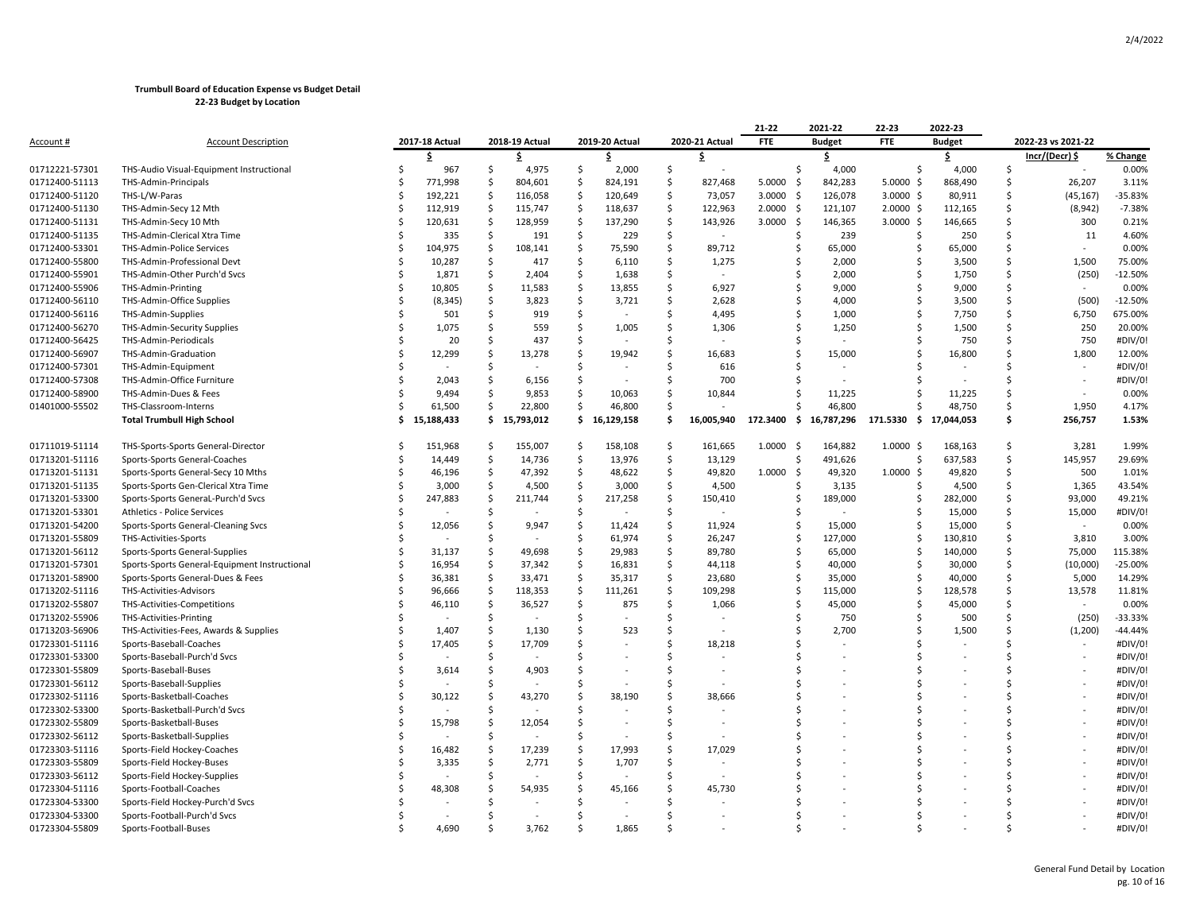**Trumbull Board of Education Expense vs Budget Detail**
**22-23 Budget by Location**

| Account # | Account Description | 2017-18 Actual | 2018-19 Actual | 2019-20 Actual | 2020-21 Actual | 21-22 FTE | 2021-22 Budget | 22-23 FTE | 2022-23 Budget | 2022-23 vs 2021-22 | |
|---|---|---|---|---|---|---|---|---|---|---|---|
| | | $ | $ | $ | $ | | $ | | $ | Incr/(Decr) $ | % Change |
| 01712221-57301 | THS-Audio Visual-Equipment Instructional | $ 967 | $ 4,975 | $ 2,000 | $ - | | $ 4,000 | | $ 4,000 | $ - | 0.00% |
| 01712400-51113 | THS-Admin-Principals | $ 771,998 | $ 804,601 | $ 824,191 | $ 827,468 | 5.0000 | $ 842,283 | 5.0000 | $ 868,490 | $ 26,207 | 3.11% |
| 01712400-51120 | THS-L/W-Paras | $ 192,221 | $ 116,058 | $ 120,649 | $ 73,057 | 3.0000 | $ 126,078 | 3.0000 | $ 80,911 | $ (45,167) | -35.83% |
| 01712400-51130 | THS-Admin-Secy 12 Mth | $ 112,919 | $ 115,747 | $ 118,637 | $ 122,963 | 2.0000 | $ 121,107 | 2.0000 | $ 112,165 | $ (8,942) | -7.38% |
| 01712400-51131 | THS-Admin-Secy 10 Mth | $ 120,631 | $ 128,959 | $ 137,290 | $ 143,926 | 3.0000 | $ 146,365 | 3.0000 | $ 146,665 | $ 300 | 0.21% |
| 01712400-51135 | THS-Admin-Clerical Xtra Time | $ 335 | $ 191 | $ 229 | $ - | | $ 239 | | $ 250 | $ 11 | 4.60% |
| 01712400-53301 | THS-Admin-Police Services | $ 104,975 | $ 108,141 | $ 75,590 | $ 89,712 | | $ 65,000 | | $ 65,000 | $ - | 0.00% |
| 01712400-55800 | THS-Admin-Professional Devt | $ 10,287 | $ 417 | $ 6,110 | $ 1,275 | | $ 2,000 | | $ 3,500 | $ 1,500 | 75.00% |
| 01712400-55901 | THS-Admin-Other Purch'd Svcs | $ 1,871 | $ 2,404 | $ 1,638 | $ - | | $ 2,000 | | $ 1,750 | $ (250) | -12.50% |
| 01712400-55906 | THS-Admin-Printing | $ 10,805 | $ 11,583 | $ 13,855 | $ 6,927 | | $ 9,000 | | $ 9,000 | $ - | 0.00% |
| 01712400-56110 | THS-Admin-Office Supplies | $ (8,345) | $ 3,823 | $ 3,721 | $ 2,628 | | $ 4,000 | | $ 3,500 | $ (500) | -12.50% |
| 01712400-56116 | THS-Admin-Supplies | $ 501 | $ 919 | $ - | $ 4,495 | | $ 1,000 | | $ 7,750 | $ 6,750 | 675.00% |
| 01712400-56270 | THS-Admin-Security Supplies | $ 1,075 | $ 559 | $ 1,005 | $ 1,306 | | $ 1,250 | | $ 1,500 | $ 250 | 20.00% |
| 01712400-56425 | THS-Admin-Periodicals | $ 20 | $ 437 | $ - | $ - | | $ - | | $ 750 | $ 750 | #DIV/0! |
| 01712400-56907 | THS-Admin-Graduation | $ 12,299 | $ 13,278 | $ 19,942 | $ 16,683 | | $ 15,000 | | $ 16,800 | $ 1,800 | 12.00% |
| 01712400-57301 | THS-Admin-Equipment | $ - | $ - | $ - | $ 616 | | $ - | | $ - | $ - | #DIV/0! |
| 01712400-57308 | THS-Admin-Office Furniture | $ 2,043 | $ 6,156 | $ - | $ 700 | | $ - | | $ - | $ - | #DIV/0! |
| 01712400-58900 | THS-Admin-Dues & Fees | $ 9,494 | $ 9,853 | $ 10,063 | $ 10,844 | | $ 11,225 | | $ 11,225 | $ - | 0.00% |
| 01401000-55502 | THS-Classroom-Interns | $ 61,500 | $ 22,800 | $ 46,800 | $ - | | $ 46,800 | | $ 48,750 | $ 1,950 | 4.17% |
| | **Total Trumbull High School** | **$ 15,188,433** | **$ 15,793,012** | **$ 16,129,158** | **$ 16,005,940** | **172.3400** | **$ 16,787,296** | **171.5330** | **$ 17,044,053** | **$ 256,757** | **1.53%** |
| | | | | | | | | | | | |
| 01711019-51114 | THS-Sports-Sports General-Director | $ 151,968 | $ 155,007 | $ 158,108 | $ 161,665 | 1.0000 | $ 164,882 | 1.0000 | $ 168,163 | $ 3,281 | 1.99% |
| 01713201-51116 | Sports-Sports General-Coaches | $ 14,449 | $ 14,736 | $ 13,976 | $ 13,129 | | $ 491,626 | | $ 637,583 | $ 145,957 | 29.69% |
| 01713201-51131 | Sports-Sports General-Secy 10 Mths | $ 46,196 | $ 47,392 | $ 48,622 | $ 49,820 | 1.0000 | $ 49,320 | 1.0000 | $ 49,820 | $ 500 | 1.01% |
| 01713201-51135 | Sports-Sports Gen-Clerical Xtra Time | $ 3,000 | $ 4,500 | $ 3,000 | $ 4,500 | | $ 3,135 | | $ 4,500 | $ 1,365 | 43.54% |
| 01713201-53300 | Sports-Sports GeneraL-Purch'd Svcs | $ 247,883 | $ 211,744 | $ 217,258 | $ 150,410 | | $ 189,000 | | $ 282,000 | $ 93,000 | 49.21% |
| 01713201-53301 | Athletics - Police Services | $ - | $ - | $ - | $ - | | $ - | | $ 15,000 | $ 15,000 | #DIV/0! |
| 01713201-54200 | Sports-Sports General-Cleaning Svcs | $ 12,056 | $ 9,947 | $ 11,424 | $ 11,924 | | $ 15,000 | | $ 15,000 | $ - | 0.00% |
| 01713201-55809 | THS-Activities-Sports | $ - | $ - | $ 61,974 | $ 26,247 | | $ 127,000 | | $ 130,810 | $ 3,810 | 3.00% |
| 01713201-56112 | Sports-Sports General-Supplies | $ 31,137 | $ 49,698 | $ 29,983 | $ 89,780 | | $ 65,000 | | $ 140,000 | $ 75,000 | 115.38% |
| 01713201-57301 | Sports-Sports General-Equipment Instructional | $ 16,954 | $ 37,342 | $ 16,831 | $ 44,118 | | $ 40,000 | | $ 30,000 | $ (10,000) | -25.00% |
| 01713201-58900 | Sports-Sports General-Dues & Fees | $ 36,381 | $ 33,471 | $ 35,317 | $ 23,680 | | $ 35,000 | | $ 40,000 | $ 5,000 | 14.29% |
| 01713202-51116 | THS-Activities-Advisors | $ 96,666 | $ 118,353 | $ 111,261 | $ 109,298 | | $ 115,000 | | $ 128,578 | $ 13,578 | 11.81% |
| 01713202-55807 | THS-Activities-Competitions | $ 46,110 | $ 36,527 | $ 875 | $ 1,066 | | $ 45,000 | | $ 45,000 | $ - | 0.00% |
| 01713202-55906 | THS-Activities-Printing | $ - | $ - | $ - | $ - | | $ 750 | | $ 500 | $ (250) | -33.33% |
| 01713203-56906 | THS-Activities-Fees, Awards & Supplies | $ 1,407 | $ 1,130 | $ 523 | $ - | | $ 2,700 | | $ 1,500 | $ (1,200) | -44.44% |
| 01723301-51116 | Sports-Baseball-Coaches | $ 17,405 | $ 17,709 | $ - | $ 18,218 | | $ - | | $ - | $ - | #DIV/0! |
| 01723301-53300 | Sports-Baseball-Purch'd Svcs | $ - | $ - | $ - | $ - | | $ - | | $ - | $ - | #DIV/0! |
| 01723301-55809 | Sports-Baseball-Buses | $ 3,614 | $ 4,903 | $ - | $ - | | $ - | | $ - | $ - | #DIV/0! |
| 01723301-56112 | Sports-Baseball-Supplies | $ - | $ - | $ - | $ - | | $ - | | $ - | $ - | #DIV/0! |
| 01723302-51116 | Sports-Basketball-Coaches | $ 30,122 | $ 43,270 | $ 38,190 | $ 38,666 | | $ - | | $ - | $ - | #DIV/0! |
| 01723302-53300 | Sports-Basketball-Purch'd Svcs | $ - | $ - | $ - | $ - | | $ - | | $ - | $ - | #DIV/0! |
| 01723302-55809 | Sports-Basketball-Buses | $ 15,798 | $ 12,054 | $ - | $ - | | $ - | | $ - | $ - | #DIV/0! |
| 01723302-56112 | Sports-Basketball-Supplies | $ - | $ - | $ - | $ - | | $ - | | $ - | $ - | #DIV/0! |
| 01723303-51116 | Sports-Field Hockey-Coaches | $ 16,482 | $ 17,239 | $ 17,993 | $ 17,029 | | $ - | | $ - | $ - | #DIV/0! |
| 01723303-55809 | Sports-Field Hockey-Buses | $ 3,335 | $ 2,771 | $ 1,707 | $ - | | $ - | | $ - | $ - | #DIV/0! |
| 01723303-56112 | Sports-Field Hockey-Supplies | $ - | $ - | $ - | $ - | | $ - | | $ - | $ - | #DIV/0! |
| 01723304-51116 | Sports-Football-Coaches | $ 48,308 | $ 54,935 | $ 45,166 | $ 45,730 | | $ - | | $ - | $ - | #DIV/0! |
| 01723304-53300 | Sports-Field Hockey-Purch'd Svcs | $ - | $ - | $ - | $ - | | $ - | | $ - | $ - | #DIV/0! |
| 01723304-53300 | Sports-Football-Purch'd Svcs | $ - | $ - | $ - | $ - | | $ - | | $ - | $ - | #DIV/0! |
| 01723304-55809 | Sports-Football-Buses | $ 4,690 | $ 3,762 | $ 1,865 | $ - | | $ - | | $ - | $ - | #DIV/0! |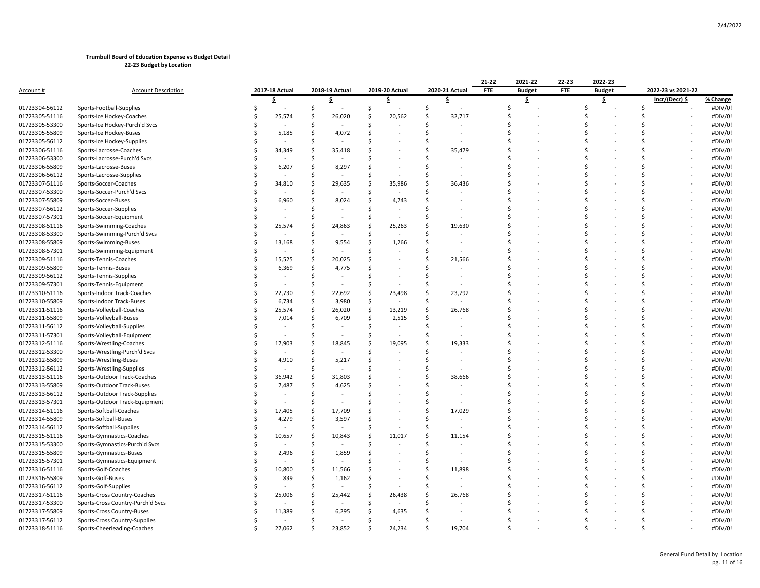**Trumbull Board of Education Expense vs Budget Detail**
**22-23 Budget by Location**

| Account # | Account Description | 2017-18 Actual | 2018-19 Actual | 2019-20 Actual | 2020-21 Actual | 21-22 FTE | 2021-22 Budget | 22-23 FTE | 2022-23 Budget | 2022-23 vs 2021-22 | |
|---|---|---|---|---|---|---|---|---|---|---|---|
| | | $ | $ | $ | $ | | $ | | $ | Incr/(Decr) $ | % Change |
| 01723304-56112 | Sports-Football-Supplies | $ - | $ - | $ - | $ - | | $ - | | $ - | $ - | #DIV/0! |
| 01723305-51116 | Sports-Ice Hockey-Coaches | $ 25,574 | $ 26,020 | $ 20,562 | $ 32,717 | | $ - | | $ - | $ - | #DIV/0! |
| 01723305-53300 | Sports-Ice Hockey-Purch'd Svcs | $ - | $ - | $ - | $ - | | $ - | | $ - | $ - | #DIV/0! |
| 01723305-55809 | Sports-Ice Hockey-Buses | $ 5,185 | $ 4,072 | $ - | $ - | | $ - | | $ - | $ - | #DIV/0! |
| 01723305-56112 | Sports-Ice Hockey-Supplies | $ - | $ - | $ - | $ - | | $ - | | $ - | $ - | #DIV/0! |
| 01723306-51116 | Sports-Lacrosse-Coaches | $ 34,349 | $ 35,418 | $ - | $ 35,479 | | $ - | | $ - | $ - | #DIV/0! |
| 01723306-53300 | Sports-Lacrosse-Purch'd Svcs | $ - | $ - | $ - | $ - | | $ - | | $ - | $ - | #DIV/0! |
| 01723306-55809 | Sports-Lacrosse-Buses | $ 6,207 | $ 8,297 | $ - | $ - | | $ - | | $ - | $ - | #DIV/0! |
| 01723306-56112 | Sports-Lacrosse-Supplies | $ - | $ - | $ - | $ - | | $ - | | $ - | $ - | #DIV/0! |
| 01723307-51116 | Sports-Soccer-Coaches | $ 34,810 | $ 29,635 | $ 35,986 | $ 36,436 | | $ - | | $ - | $ - | #DIV/0! |
| 01723307-53300 | Sports-Soccer-Purch'd Svcs | $ - | $ - | $ - | $ - | | $ - | | $ - | $ - | #DIV/0! |
| 01723307-55809 | Sports-Soccer-Buses | $ 6,960 | $ 8,024 | $ 4,743 | $ - | | $ - | | $ - | $ - | #DIV/0! |
| 01723307-56112 | Sports-Soccer-Supplies | $ - | $ - | $ - | $ - | | $ - | | $ - | $ - | #DIV/0! |
| 01723307-57301 | Sports-Soccer-Equipment | $ - | $ - | $ - | $ - | | $ - | | $ - | $ - | #DIV/0! |
| 01723308-51116 | Sports-Swimming-Coaches | $ 25,574 | $ 24,863 | $ 25,263 | $ 19,630 | | $ - | | $ - | $ - | #DIV/0! |
| 01723308-53300 | Sports-Swimming-Purch'd Svcs | $ - | $ - | $ - | $ - | | $ - | | $ - | $ - | #DIV/0! |
| 01723308-55809 | Sports-Swimming-Buses | $ 13,168 | $ 9,554 | $ 1,266 | $ - | | $ - | | $ - | $ - | #DIV/0! |
| 01723308-57301 | Sports-Swimming-Equipment | $ - | $ - | $ - | $ - | | $ - | | $ - | $ - | #DIV/0! |
| 01723309-51116 | Sports-Tennis-Coaches | $ 15,525 | $ 20,025 | $ - | $ 21,566 | | $ - | | $ - | $ - | #DIV/0! |
| 01723309-55809 | Sports-Tennis-Buses | $ 6,369 | $ 4,775 | $ - | $ - | | $ - | | $ - | $ - | #DIV/0! |
| 01723309-56112 | Sports-Tennis-Supplies | $ - | $ - | $ - | $ - | | $ - | | $ - | $ - | #DIV/0! |
| 01723309-57301 | Sports-Tennis-Equipment | $ - | $ - | $ - | $ - | | $ - | | $ - | $ - | #DIV/0! |
| 01723310-51116 | Sports-Indoor Track-Coaches | $ 22,730 | $ 22,692 | $ 23,498 | $ 23,792 | | $ - | | $ - | $ - | #DIV/0! |
| 01723310-55809 | Sports-Indoor Track-Buses | $ 6,734 | $ 3,980 | $ - | $ - | | $ - | | $ - | $ - | #DIV/0! |
| 01723311-51116 | Sports-Volleyball-Coaches | $ 25,574 | $ 26,020 | $ 13,219 | $ 26,768 | | $ - | | $ - | $ - | #DIV/0! |
| 01723311-55809 | Sports-Volleyball-Buses | $ 7,014 | $ 6,709 | $ 2,515 | $ - | | $ - | | $ - | $ - | #DIV/0! |
| 01723311-56112 | Sports-Volleyball-Supplies | $ - | $ - | $ - | $ - | | $ - | | $ - | $ - | #DIV/0! |
| 01723311-57301 | Sports-Volleyball-Equipment | $ - | $ - | $ - | $ - | | $ - | | $ - | $ - | #DIV/0! |
| 01723312-51116 | Sports-Wrestling-Coaches | $ 17,903 | $ 18,845 | $ 19,095 | $ 19,333 | | $ - | | $ - | $ - | #DIV/0! |
| 01723312-53300 | Sports-Wrestling-Purch'd Svcs | $ - | $ - | $ - | $ - | | $ - | | $ - | $ - | #DIV/0! |
| 01723312-55809 | Sports-Wrestling-Buses | $ 4,910 | $ 5,217 | $ - | $ - | | $ - | | $ - | $ - | #DIV/0! |
| 01723312-56112 | Sports-Wrestling-Supplies | $ - | $ - | $ - | $ - | | $ - | | $ - | $ - | #DIV/0! |
| 01723313-51116 | Sports-Outdoor Track-Coaches | $ 36,942 | $ 31,803 | $ - | $ 38,666 | | $ - | | $ - | $ - | #DIV/0! |
| 01723313-55809 | Sports-Outdoor Track-Buses | $ 7,487 | $ 4,625 | $ - | $ - | | $ - | | $ - | $ - | #DIV/0! |
| 01723313-56112 | Sports-Outdoor Track-Supplies | $ - | $ - | $ - | $ - | | $ - | | $ - | $ - | #DIV/0! |
| 01723313-57301 | Sports-Outdoor Track-Equipment | $ - | $ - | $ - | $ - | | $ - | | $ - | $ - | #DIV/0! |
| 01723314-51116 | Sports-Softball-Coaches | $ 17,405 | $ 17,709 | $ - | $ 17,029 | | $ - | | $ - | $ - | #DIV/0! |
| 01723314-55809 | Sports-Softball-Buses | $ 4,279 | $ 3,597 | $ - | $ - | | $ - | | $ - | $ - | #DIV/0! |
| 01723314-56112 | Sports-Softball-Supplies | $ - | $ - | $ - | $ - | | $ - | | $ - | $ - | #DIV/0! |
| 01723315-51116 | Sports-Gymnastics-Coaches | $ 10,657 | $ 10,843 | $ 11,017 | $ 11,154 | | $ - | | $ - | $ - | #DIV/0! |
| 01723315-53300 | Sports-Gymnastics-Purch'd Svcs | $ - | $ - | $ - | $ - | | $ - | | $ - | $ - | #DIV/0! |
| 01723315-55809 | Sports-Gymnastics-Buses | $ 2,496 | $ 1,859 | $ - | $ - | | $ - | | $ - | $ - | #DIV/0! |
| 01723315-57301 | Sports-Gymnastics-Equipment | $ - | $ - | $ - | $ - | | $ - | | $ - | $ - | #DIV/0! |
| 01723316-51116 | Sports-Golf-Coaches | $ 10,800 | $ 11,566 | $ - | $ 11,898 | | $ - | | $ - | $ - | #DIV/0! |
| 01723316-55809 | Sports-Golf-Buses | $ 839 | $ 1,162 | $ - | $ - | | $ - | | $ - | $ - | #DIV/0! |
| 01723316-56112 | Sports-Golf-Supplies | $ - | $ - | $ - | $ - | | $ - | | $ - | $ - | #DIV/0! |
| 01723317-51116 | Sports-Cross Country-Coaches | $ 25,006 | $ 25,442 | $ 26,438 | $ 26,768 | | $ - | | $ - | $ - | #DIV/0! |
| 01723317-53300 | Sports-Cross Country-Purch'd Svcs | $ - | $ - | $ - | $ - | | $ - | | $ - | $ - | #DIV/0! |
| 01723317-55809 | Sports-Cross Country-Buses | $ 11,389 | $ 6,295 | $ 4,635 | $ - | | $ - | | $ - | $ - | #DIV/0! |
| 01723317-56112 | Sports-Cross Country-Supplies | $ - | $ - | $ - | $ - | | $ - | | $ - | $ - | #DIV/0! |
| 01723318-51116 | Sports-Cheerleading-Coaches | $ 27,062 | $ 23,852 | $ 24,234 | $ 19,704 | | $ - | | $ - | $ - | #DIV/0! |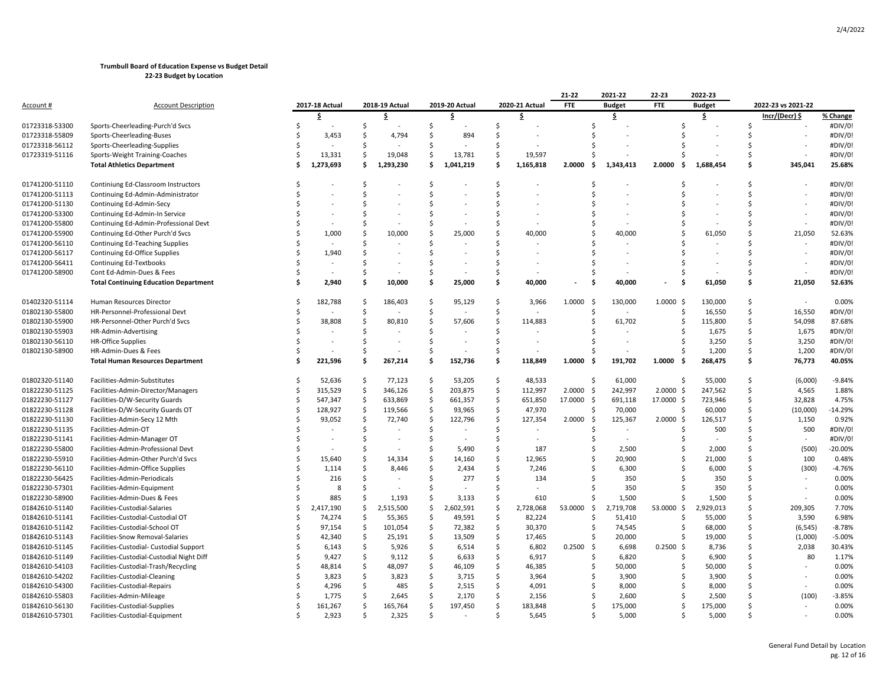**Trumbull Board of Education Expense vs Budget Detail**
**22-23 Budget by Location**

| Account # | Account Description | 2017-18 Actual | 2018-19 Actual | 2019-20 Actual | 2020-21 Actual | 21-22 FTE | 2021-22 Budget | 22-23 FTE | 2022-23 Budget | 2022-23 vs 2021-22 | |
|---|---|---|---|---|---|---|---|---|---|---|---|
| | | $ | $ | $ | $ | | $ | | $ | Incr/(Decr) $ | % Change |
| 01723318-53300 | Sports-Cheerleading-Purch'd Svcs | $ - | $ - | $ - | $ - | | $ - | | $ - | $ - | #DIV/0! |
| 01723318-55809 | Sports-Cheerleading-Buses | $ 3,453 | $ 4,794 | $ 894 | $ - | | $ - | | $ - | $ - | #DIV/0! |
| 01723318-56112 | Sports-Cheerleading-Supplies | $ - | $ - | $ - | $ - | | $ - | | $ - | $ - | #DIV/0! |
| 01723319-51116 | Sports-Weight Training-Coaches | $ 13,331 | $ 19,048 | $ 13,781 | $ 19,597 | | $ - | | $ - | $ - | #DIV/0! |
| | **Total Athletics Department** | **$ 1,273,693** | **$ 1,293,230** | **$ 1,041,219** | **$ 1,165,818** | **2.0000** | **$ 1,343,413** | **2.0000** | **$ 1,688,454** | **$ 345,041** | **25.68%** |
| | | | | | | | | | | | |
| 01741200-51110 | Continiung Ed-Classroom Instructors | $ - | $ - | $ - | $ - | | $ - | | $ - | $ - | #DIV/0! |
| 01741200-51113 | Continuing Ed-Admin-Administrator | $ - | $ - | $ - | $ - | | $ - | | $ - | $ - | #DIV/0! |
| 01741200-51130 | Continuing Ed-Admin-Secy | $ - | $ - | $ - | $ - | | $ - | | $ - | $ - | #DIV/0! |
| 01741200-53300 | Continuing Ed-Admin-In Service | $ - | $ - | $ - | $ - | | $ - | | $ - | $ - | #DIV/0! |
| 01741200-55800 | Continuing Ed-Admin-Professional Devt | $ - | $ - | $ - | $ - | | $ - | | $ - | $ - | #DIV/0! |
| 01741200-55900 | Continuing Ed-Other Purch'd Svcs | $ 1,000 | $ 10,000 | $ 25,000 | $ 40,000 | | $ 40,000 | | $ 61,050 | $ 21,050 | 52.63% |
| 01741200-56110 | Continuing Ed-Teaching Supplies | $ - | $ - | $ - | $ - | | $ - | | $ - | $ - | #DIV/0! |
| 01741200-56117 | Continuing Ed-Office Supplies | $ 1,940 | $ - | $ - | $ - | | $ - | | $ - | $ - | #DIV/0! |
| 01741200-56411 | Continuing Ed-Textbooks | $ - | $ - | $ - | $ - | | $ - | | $ - | $ - | #DIV/0! |
| 01741200-58900 | Cont Ed-Admin-Dues & Fees | $ - | $ - | $ - | $ - | | $ - | | $ - | $ - | #DIV/0! |
| | **Total Continuing Education Department** | **$ 2,940** | **$ 10,000** | **$ 25,000** | **$ 40,000** | **-** | **$ 40,000** | **-** | **$ 61,050** | **$ 21,050** | **52.63%** |
| | | | | | | | | | | | |
| 01402320-51114 | Human Resources Director | $ 182,788 | $ 186,403 | $ 95,129 | $ 3,966 | 1.0000 | $ 130,000 | 1.0000 | $ 130,000 | $ - | 0.00% |
| 01802130-55800 | HR-Personnel-Professional Devt | $ - | $ - | $ - | $ - | | $ - | | $ 16,550 | $ 16,550 | #DIV/0! |
| 01802130-55900 | HR-Personnel-Other Purch'd Svcs | $ 38,808 | $ 80,810 | $ 57,606 | $ 114,883 | | $ 61,702 | | $ 115,800 | $ 54,098 | 87.68% |
| 01802130-55903 | HR-Admin-Advertising | $ - | $ - | $ - | $ - | | $ - | | $ 1,675 | $ 1,675 | #DIV/0! |
| 01802130-56110 | HR-Office Supplies | $ - | $ - | $ - | $ - | | $ - | | $ 3,250 | $ 3,250 | #DIV/0! |
| 01802130-58900 | HR-Admin-Dues & Fees | $ - | $ - | $ - | $ - | | $ - | | $ 1,200 | $ 1,200 | #DIV/0! |
| | **Total Human Resources Department** | **$ 221,596** | **$ 267,214** | **$ 152,736** | **$ 118,849** | **1.0000** | **$ 191,702** | **1.0000** | **$ 268,475** | **$ 76,773** | **40.05%** |
| | | | | | | | | | | | |
| 01802320-51140 | Facilities-Admin-Substitutes | $ 52,636 | $ 77,123 | $ 53,205 | $ 48,533 | | $ 61,000 | | $ 55,000 | $ (6,000) | -9.84% |
| 01822230-51125 | Facilities-Admin-Director/Managers | $ 315,529 | $ 346,126 | $ 203,875 | $ 112,997 | 2.0000 | $ 242,997 | 2.0000 | $ 247,562 | $ 4,565 | 1.88% |
| 01822230-51127 | Facilities-D/W-Security Guards | $ 547,347 | $ 633,869 | $ 661,357 | $ 651,850 | 17.0000 | $ 691,118 | 17.0000 | $ 723,946 | $ 32,828 | 4.75% |
| 01822230-51128 | Facilities-D/W-Security Guards OT | $ 128,927 | $ 119,566 | $ 93,965 | $ 47,970 | | $ 70,000 | | $ 60,000 | $ (10,000) | -14.29% |
| 01822230-51130 | Facilities-Admin-Secy 12 Mth | $ 93,052 | $ 72,740 | $ 122,796 | $ 127,354 | 2.0000 | $ 125,367 | 2.0000 | $ 126,517 | $ 1,150 | 0.92% |
| 01822230-51135 | Facilities-Admin-OT | $ - | $ - | $ - | $ - | | $ - | | $ 500 | $ 500 | #DIV/0! |
| 01822230-51141 | Facilities-Admin-Manager OT | $ - | $ - | $ - | $ - | | $ - | | $ - | $ - | #DIV/0! |
| 01822230-55800 | Facilities-Admin-Professional Devt | $ - | $ - | $ 5,490 | $ 187 | | $ 2,500 | | $ 2,000 | $ (500) | -20.00% |
| 01822230-55910 | Facilities-Admin-Other Purch'd Svcs | $ 15,640 | $ 14,334 | $ 14,160 | $ 12,965 | | $ 20,900 | | $ 21,000 | $ 100 | 0.48% |
| 01822230-56110 | Facilities-Admin-Office Supplies | $ 1,114 | $ 8,446 | $ 2,434 | $ 7,246 | | $ 6,300 | | $ 6,000 | $ (300) | -4.76% |
| 01822230-56425 | Facilities-Admin-Periodicals | $ 216 | $ - | $ 277 | $ 134 | | $ 350 | | $ 350 | $ - | 0.00% |
| 01822230-57301 | Facilities-Admin-Equipment | $ 8 | $ - | $ - | $ - | | $ 350 | | $ 350 | $ - | 0.00% |
| 01822230-58900 | Facilities-Admin-Dues & Fees | $ 885 | $ 1,193 | $ 3,133 | $ 610 | | $ 1,500 | | $ 1,500 | $ - | 0.00% |
| 01842610-51140 | Facilities-Custodial-Salaries | $ 2,417,190 | $ 2,515,500 | $ 2,602,591 | $ 2,728,068 | 53.0000 | $ 2,719,708 | 53.0000 | $ 2,929,013 | $ 209,305 | 7.70% |
| 01842610-51141 | Facilities-Custodial-Custodial OT | $ 74,274 | $ 55,365 | $ 49,591 | $ 82,224 | | $ 51,410 | | $ 55,000 | $ 3,590 | 6.98% |
| 01842610-51142 | Facilities-Custodial-School OT | $ 97,154 | $ 101,054 | $ 72,382 | $ 30,370 | | $ 74,545 | | $ 68,000 | $ (6,545) | -8.78% |
| 01842610-51143 | Facilities-Snow Removal-Salaries | $ 42,340 | $ 25,191 | $ 13,509 | $ 17,465 | | $ 20,000 | | $ 19,000 | $ (1,000) | -5.00% |
| 01842610-51145 | Facilities-Custodial- Custodial Support | $ 6,143 | $ 5,926 | $ 6,514 | $ 6,802 | 0.2500 | $ 6,698 | 0.2500 | $ 8,736 | $ 2,038 | 30.43% |
| 01842610-51149 | Facilities-Custodial-Custodial Night Diff | $ 9,427 | $ 9,112 | $ 6,633 | $ 6,917 | | $ 6,820 | | $ 6,900 | $ 80 | 1.17% |
| 01842610-54103 | Facilities-Custodial-Trash/Recycling | $ 48,814 | $ 48,097 | $ 46,109 | $ 46,385 | | $ 50,000 | | $ 50,000 | $ - | 0.00% |
| 01842610-54202 | Facilities-Custodial-Cleaning | $ 3,823 | $ 3,823 | $ 3,715 | $ 3,964 | | $ 3,900 | | $ 3,900 | $ - | 0.00% |
| 01842610-54300 | Facilities-Custodial-Repairs | $ 4,296 | $ 485 | $ 2,515 | $ 4,091 | | $ 8,000 | | $ 8,000 | $ - | 0.00% |
| 01842610-55803 | Facilities-Admin-Mileage | $ 1,775 | $ 2,645 | $ 2,170 | $ 2,156 | | $ 2,600 | | $ 2,500 | $ (100) | -3.85% |
| 01842610-56130 | Facilities-Custodial-Supplies | $ 161,267 | $ 165,764 | $ 197,450 | $ 183,848 | | $ 175,000 | | $ 175,000 | $ - | 0.00% |
| 01842610-57301 | Facilities-Custodial-Equipment | $ 2,923 | $ 2,325 | $ - | $ 5,645 | | $ 5,000 | | $ 5,000 | $ - | 0.00% |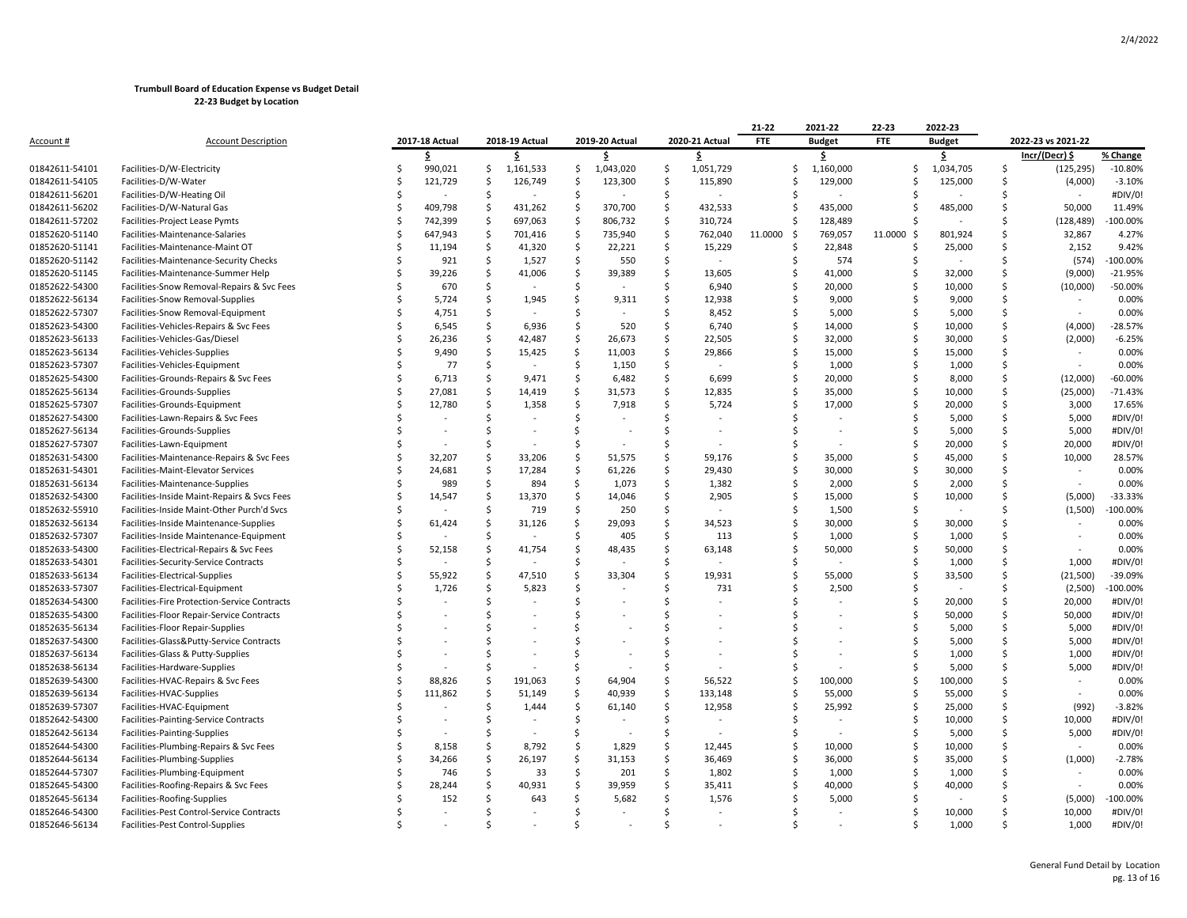**Trumbull Board of Education Expense vs Budget Detail**
**22-23 Budget by Location**

| Account # | Account Description | 2017-18 Actual | 2018-19 Actual | 2019-20 Actual | 2020-21 Actual | 21-22 FTE | 2021-22 Budget | 22-23 FTE | 2022-23 Budget | 2022-23 vs 2021-22 | |
|---|---|---|---|---|---|---|---|---|---|---|---|
| | | $ | $ | $ | $ | | $ | | $ | Incr/(Decr) $ | % Change |
| 01842611-54101 | Facilities-D/W-Electricity | $ 990,021 | $ 1,161,533 | $ 1,043,020 | $ 1,051,729 | | $ 1,160,000 | | $ 1,034,705 | $ (125,295) | -10.80% |
| 01842611-54105 | Facilities-D/W-Water | $ 121,729 | $ 126,749 | $ 123,300 | $ 115,890 | | $ 129,000 | | $ 125,000 | $ (4,000) | -3.10% |
| 01842611-56201 | Facilities-D/W-Heating Oil | $ - | $ - | $ - | $ - | | $ - | | $ - | $ - | #DIV/0! |
| 01842611-56202 | Facilities-D/W-Natural Gas | $ 409,798 | $ 431,262 | $ 370,700 | $ 432,533 | | $ 435,000 | | $ 485,000 | $ 50,000 | 11.49% |
| 01842611-57202 | Facilities-Project Lease Pymts | $ 742,399 | $ 697,063 | $ 806,732 | $ 310,724 | | $ 128,489 | | $ - | $ (128,489) | -100.00% |
| 01852620-51140 | Facilities-Maintenance-Salaries | $ 647,943 | $ 701,416 | $ 735,940 | $ 762,040 | 11.0000 | $ 769,057 | 11.0000 | $ 801,924 | $ 32,867 | 4.27% |
| 01852620-51141 | Facilities-Maintenance-Maint OT | $ 11,194 | $ 41,320 | $ 22,221 | $ 15,229 | | $ 22,848 | | $ 25,000 | $ 2,152 | 9.42% |
| 01852620-51142 | Facilities-Maintenance-Security Checks | $ 921 | $ 1,527 | $ 550 | $ - | | $ 574 | | $ - | $ (574) | -100.00% |
| 01852620-51145 | Facilities-Maintenance-Summer Help | $ 39,226 | $ 41,006 | $ 39,389 | $ 13,605 | | $ 41,000 | | $ 32,000 | $ (9,000) | -21.95% |
| 01852622-54300 | Facilities-Snow Removal-Repairs & Svc Fees | $ 670 | $ - | $ - | $ 6,940 | | $ 20,000 | | $ 10,000 | $ (10,000) | -50.00% |
| 01852622-56134 | Facilities-Snow Removal-Supplies | $ 5,724 | $ 1,945 | $ 9,311 | $ 12,938 | | $ 9,000 | | $ 9,000 | $ - | 0.00% |
| 01852622-57307 | Facilities-Snow Removal-Equipment | $ 4,751 | $ - | $ - | $ 8,452 | | $ 5,000 | | $ 5,000 | $ - | 0.00% |
| 01852623-54300 | Facilities-Vehicles-Repairs & Svc Fees | $ 6,545 | $ 6,936 | $ 520 | $ 6,740 | | $ 14,000 | | $ 10,000 | $ (4,000) | -28.57% |
| 01852623-56133 | Facilities-Vehicles-Gas/Diesel | $ 26,236 | $ 42,487 | $ 26,673 | $ 22,505 | | $ 32,000 | | $ 30,000 | $ (2,000) | -6.25% |
| 01852623-56134 | Facilities-Vehicles-Supplies | $ 9,490 | $ 15,425 | $ 11,003 | $ 29,866 | | $ 15,000 | | $ 15,000 | $ - | 0.00% |
| 01852623-57307 | Facilities-Vehicles-Equipment | $ 77 | $ - | $ 1,150 | $ - | | $ 1,000 | | $ 1,000 | $ - | 0.00% |
| 01852625-54300 | Facilities-Grounds-Repairs & Svc Fees | $ 6,713 | $ 9,471 | $ 6,482 | $ 6,699 | | $ 20,000 | | $ 8,000 | $ (12,000) | -60.00% |
| 01852625-56134 | Facilities-Grounds-Supplies | $ 27,081 | $ 14,419 | $ 31,573 | $ 12,835 | | $ 35,000 | | $ 10,000 | $ (25,000) | -71.43% |
| 01852625-57307 | Facilities-Grounds-Equipment | $ 12,780 | $ 1,358 | $ 7,918 | $ 5,724 | | $ 17,000 | | $ 20,000 | $ 3,000 | 17.65% |
| 01852627-54300 | Facilities-Lawn-Repairs & Svc Fees | $ - | $ - | $ - | $ - | | $ - | | $ 5,000 | $ 5,000 | #DIV/0! |
| 01852627-56134 | Facilities-Grounds-Supplies | $ - | $ - | $ - | $ - | | $ - | | $ 5,000 | $ 5,000 | #DIV/0! |
| 01852627-57307 | Facilities-Lawn-Equipment | $ - | $ - | $ - | $ - | | $ - | | $ 20,000 | $ 20,000 | #DIV/0! |
| 01852631-54300 | Facilities-Maintenance-Repairs & Svc Fees | $ 32,207 | $ 33,206 | $ 51,575 | $ 59,176 | | $ 35,000 | | $ 45,000 | $ 10,000 | 28.57% |
| 01852631-54301 | Facilities-Maint-Elevator Services | $ 24,681 | $ 17,284 | $ 61,226 | $ 29,430 | | $ 30,000 | | $ 30,000 | $ - | 0.00% |
| 01852631-56134 | Facilities-Maintenance-Supplies | $ 989 | $ 894 | $ 1,073 | $ 1,382 | | $ 2,000 | | $ 2,000 | $ - | 0.00% |
| 01852632-54300 | Facilities-Inside Maint-Repairs & Svcs Fees | $ 14,547 | $ 13,370 | $ 14,046 | $ 2,905 | | $ 15,000 | | $ 10,000 | $ (5,000) | -33.33% |
| 01852632-55910 | Facilities-Inside Maint-Other Purch'd Svcs | $ - | $ 719 | $ 250 | $ - | | $ 1,500 | | $ - | $ (1,500) | -100.00% |
| 01852632-56134 | Facilities-Inside Maintenance-Supplies | $ 61,424 | $ 31,126 | $ 29,093 | $ 34,523 | | $ 30,000 | | $ 30,000 | $ - | 0.00% |
| 01852632-57307 | Facilities-Inside Maintenance-Equipment | $ - | $ - | $ 405 | $ 113 | | $ 1,000 | | $ 1,000 | $ - | 0.00% |
| 01852633-54300 | Facilities-Electrical-Repairs & Svc Fees | $ 52,158 | $ 41,754 | $ 48,435 | $ 63,148 | | $ 50,000 | | $ 50,000 | $ - | 0.00% |
| 01852633-54301 | Facilities-Security-Service Contracts | $ - | $ - | $ - | $ - | | $ - | | $ 1,000 | $ 1,000 | #DIV/0! |
| 01852633-56134 | Facilities-Electrical-Supplies | $ 55,922 | $ 47,510 | $ 33,304 | $ 19,931 | | $ 55,000 | | $ 33,500 | $ (21,500) | -39.09% |
| 01852633-57307 | Facilities-Electrical-Equipment | $ 1,726 | $ 5,823 | $ - | $ 731 | | $ 2,500 | | $ - | $ (2,500) | -100.00% |
| 01852634-54300 | Facilities-Fire Protection-Service Contracts | $ - | $ - | $ - | $ - | | $ - | | $ 20,000 | $ 20,000 | #DIV/0! |
| 01852635-54300 | Facilities-Floor Repair-Service Contracts | $ - | $ - | $ - | $ - | | $ - | | $ 50,000 | $ 50,000 | #DIV/0! |
| 01852635-56134 | Facilities-Floor Repair-Supplies | $ - | $ - | $ - | $ - | | $ - | | $ 5,000 | $ 5,000 | #DIV/0! |
| 01852637-54300 | Facilities-Glass&Putty-Service Contracts | $ - | $ - | $ - | $ - | | $ - | | $ 5,000 | $ 5,000 | #DIV/0! |
| 01852637-56134 | Facilities-Glass & Putty-Supplies | $ - | $ - | $ - | $ - | | $ - | | $ 1,000 | $ 1,000 | #DIV/0! |
| 01852638-56134 | Facilities-Hardware-Supplies | $ - | $ - | $ - | $ - | | $ - | | $ 5,000 | $ 5,000 | #DIV/0! |
| 01852639-54300 | Facilities-HVAC-Repairs & Svc Fees | $ 88,826 | $ 191,063 | $ 64,904 | $ 56,522 | | $ 100,000 | | $ 100,000 | $ - | 0.00% |
| 01852639-56134 | Facilities-HVAC-Supplies | $ 111,862 | $ 51,149 | $ 40,939 | $ 133,148 | | $ 55,000 | | $ 55,000 | $ - | 0.00% |
| 01852639-57307 | Facilities-HVAC-Equipment | $ - | $ 1,444 | $ 61,140 | $ 12,958 | | $ 25,992 | | $ 25,000 | $ (992) | -3.82% |
| 01852642-54300 | Facilities-Painting-Service Contracts | $ - | $ - | $ - | $ - | | $ - | | $ 10,000 | $ 10,000 | #DIV/0! |
| 01852642-56134 | Facilities-Painting-Supplies | $ - | $ - | $ - | $ - | | $ - | | $ 5,000 | $ 5,000 | #DIV/0! |
| 01852644-54300 | Facilities-Plumbing-Repairs & Svc Fees | $ 8,158 | $ 8,792 | $ 1,829 | $ 12,445 | | $ 10,000 | | $ 10,000 | $ - | 0.00% |
| 01852644-56134 | Facilities-Plumbing-Supplies | $ 34,266 | $ 26,197 | $ 31,153 | $ 36,469 | | $ 36,000 | | $ 35,000 | $ (1,000) | -2.78% |
| 01852644-57307 | Facilities-Plumbing-Equipment | $ 746 | $ 33 | $ 201 | $ 1,802 | | $ 1,000 | | $ 1,000 | $ - | 0.00% |
| 01852645-54300 | Facilities-Roofing-Repairs & Svc Fees | $ 28,244 | $ 40,931 | $ 39,959 | $ 35,411 | | $ 40,000 | | $ 40,000 | $ - | 0.00% |
| 01852645-56134 | Facilities-Roofing-Supplies | $ 152 | $ 643 | $ 5,682 | $ 1,576 | | $ 5,000 | | $ - | $ (5,000) | -100.00% |
| 01852646-54300 | Facilities-Pest Control-Service Contracts | $ - | $ - | $ - | $ - | | $ - | | $ 10,000 | $ 10,000 | #DIV/0! |
| 01852646-56134 | Facilities-Pest Control-Supplies | $ - | $ - | $ - | $ - | | $ - | | $ 1,000 | $ 1,000 | #DIV/0! |

General Fund Detail by Location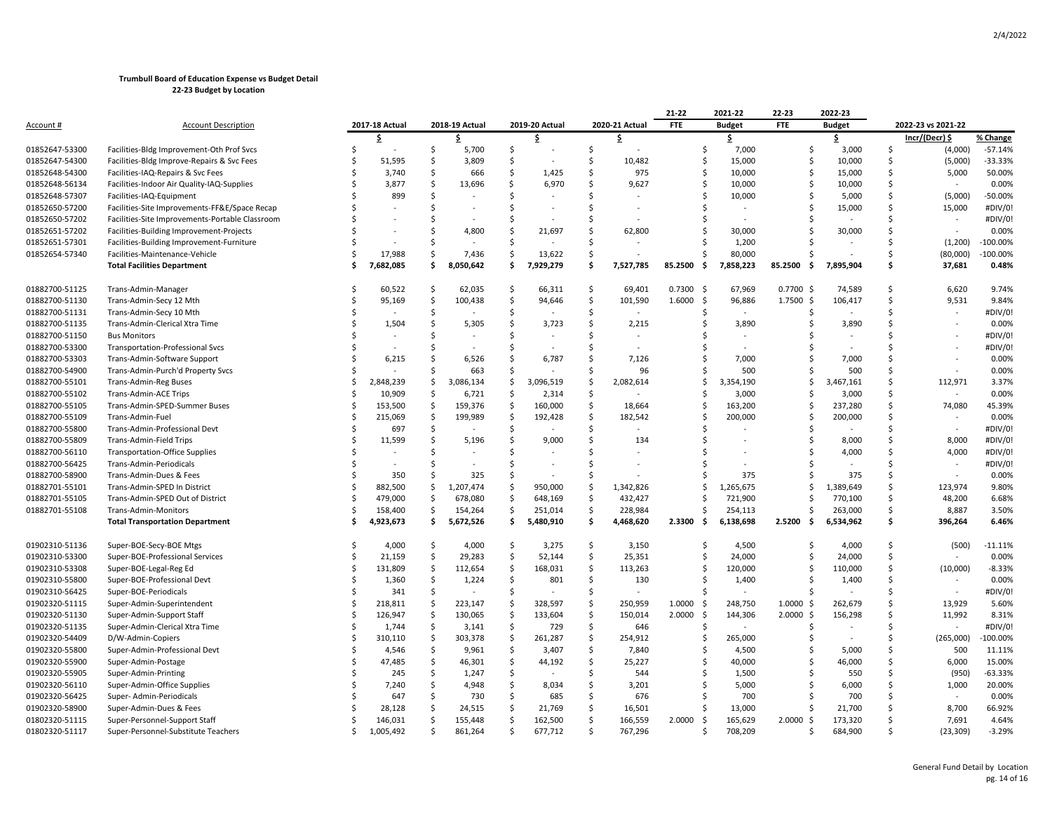**Trumbull Board of Education Expense vs Budget Detail**
**22-23 Budget by Location**

| Account # | Account Description | 2017-18 Actual | 2018-19 Actual | 2019-20 Actual | 2020-21 Actual | 21-22 FTE | 2021-22 Budget | 22-23 FTE | 2022-23 Budget | 2022-23 vs 2021-22 | |
|---|---|---|---|---|---|---|---|---|---|---|---|
| | | $ | $ | $ | $ | | $ | | $ | Incr/(Decr) $ | % Change |
| 01852647-53300 | Facilities-Bldg Improvement-Oth Prof Svcs | $ - | $ 5,700 | $ - | $ - | | $ 7,000 | | $ 3,000 | $ (4,000) | -57.14% |
| 01852647-54300 | Facilities-Bldg Improve-Repairs & Svc Fees | $ 51,595 | $ 3,809 | $ - | $ 10,482 | | $ 15,000 | | $ 10,000 | $ (5,000) | -33.33% |
| 01852648-54300 | Facilities-IAQ-Repairs & Svc Fees | $ 3,740 | $ 666 | $ 1,425 | $ 975 | | $ 10,000 | | $ 15,000 | $ 5,000 | 50.00% |
| 01852648-56134 | Facilities-Indoor Air Quality-IAQ-Supplies | $ 3,877 | $ 13,696 | $ 6,970 | $ 9,627 | | $ 10,000 | | $ 10,000 | $ - | 0.00% |
| 01852648-57307 | Facilities-IAQ-Equipment | $ 899 | $ - | $ - | $ - | | $ 10,000 | | $ 5,000 | $ (5,000) | -50.00% |
| 01852650-57200 | Facilities-Site Improvements-FF&E/Space Recap | $ - | $ - | $ - | $ - | | $ - | | $ 15,000 | $ 15,000 | #DIV/0! |
| 01852650-57202 | Facilities-Site Improvements-Portable Classroom | $ - | $ - | $ - | $ - | | $ - | | $ - | $ - | #DIV/0! |
| 01852651-57202 | Facilities-Building Improvement-Projects | $ - | $ 4,800 | $ 21,697 | $ 62,800 | | $ 30,000 | | $ 30,000 | $ - | 0.00% |
| 01852651-57301 | Facilities-Building Improvement-Furniture | $ - | $ - | $ - | $ - | | $ 1,200 | | $ - | $ (1,200) | -100.00% |
| 01852654-57340 | Facilities-Maintenance-Vehicle | $ 17,988 | $ 7,436 | $ 13,622 | $ - | | $ 80,000 | | $ - | $ (80,000) | -100.00% |
| | **Total Facilities Department** | **$ 7,682,085** | **$ 8,050,642** | **$ 7,929,279** | **$ 7,527,785** | **85.2500** | **$ 7,858,223** | **85.2500** | **$ 7,895,904** | **$ 37,681** | **0.48%** |
| 01882700-51125 | Trans-Admin-Manager | $ 60,522 | $ 62,035 | $ 66,311 | $ 69,401 | 0.7300 | $ 67,969 | 0.7700 | $ 74,589 | $ 6,620 | 9.74% |
| 01882700-51130 | Trans-Admin-Secy 12 Mth | $ 95,169 | $ 100,438 | $ 94,646 | $ 101,590 | 1.6000 | $ 96,886 | 1.7500 | $ 106,417 | $ 9,531 | 9.84% |
| 01882700-51131 | Trans-Admin-Secy 10 Mth | $ - | $ - | $ - | $ - | | $ - | | $ - | $ - | #DIV/0! |
| 01882700-51135 | Trans-Admin-Clerical Xtra Time | $ 1,504 | $ 5,305 | $ 3,723 | $ 2,215 | | $ 3,890 | | $ 3,890 | $ - | 0.00% |
| 01882700-51150 | Bus Monitors | $ - | $ - | $ - | $ - | | $ - | | $ - | $ - | #DIV/0! |
| 01882700-53300 | Transportation-Professional Svcs | $ - | $ - | $ - | $ - | | $ - | | $ - | $ - | #DIV/0! |
| 01882700-53303 | Trans-Admin-Software Support | $ 6,215 | $ 6,526 | $ 6,787 | $ 7,126 | | $ 7,000 | | $ 7,000 | $ - | 0.00% |
| 01882700-54900 | Trans-Admin-Purch'd Property Svcs | $ - | $ 663 | $ - | $ 96 | | $ 500 | | $ 500 | $ - | 0.00% |
| 01882700-55101 | Trans-Admin-Reg Buses | $ 2,848,239 | $ 3,086,134 | $ 3,096,519 | $ 2,082,614 | | $ 3,354,190 | | $ 3,467,161 | $ 112,971 | 3.37% |
| 01882700-55102 | Trans-Admin-ACE Trips | $ 10,909 | $ 6,721 | $ 2,314 | $ - | | $ 3,000 | | $ 3,000 | $ - | 0.00% |
| 01882700-55105 | Trans-Admin-SPED-Summer Buses | $ 153,500 | $ 159,376 | $ 160,000 | $ 18,664 | | $ 163,200 | | $ 237,280 | $ 74,080 | 45.39% |
| 01882700-55109 | Trans-Admin-Fuel | $ 215,069 | $ 199,989 | $ 192,428 | $ 182,542 | | $ 200,000 | | $ 200,000 | $ - | 0.00% |
| 01882700-55800 | Trans-Admin-Professional Devt | $ 697 | $ - | $ - | $ - | | $ - | | $ - | $ - | #DIV/0! |
| 01882700-55809 | Trans-Admin-Field Trips | $ 11,599 | $ 5,196 | $ 9,000 | $ 134 | | $ - | | $ 8,000 | $ 8,000 | #DIV/0! |
| 01882700-56110 | Transportation-Office Supplies | $ - | $ - | $ - | $ - | | $ - | | $ 4,000 | $ 4,000 | #DIV/0! |
| 01882700-56425 | Trans-Admin-Periodicals | $ - | $ - | $ - | $ - | | $ - | | $ - | $ - | #DIV/0! |
| 01882700-58900 | Trans-Admin-Dues & Fees | $ 350 | $ 325 | $ - | $ - | | $ 375 | | $ 375 | $ - | 0.00% |
| 01882701-55101 | Trans-Admin-SPED In District | $ 882,500 | $ 1,207,474 | $ 950,000 | $ 1,342,826 | | $ 1,265,675 | | $ 1,389,649 | $ 123,974 | 9.80% |
| 01882701-55105 | Trans-Admin-SPED Out of District | $ 479,000 | $ 678,080 | $ 648,169 | $ 432,427 | | $ 721,900 | | $ 770,100 | $ 48,200 | 6.68% |
| 01882701-55108 | Trans-Admin-Monitors | $ 158,400 | $ 154,264 | $ 251,014 | $ 228,984 | | $ 254,113 | | $ 263,000 | $ 8,887 | 3.50% |
| | **Total Transportation Department** | **$ 4,923,673** | **$ 5,672,526** | **$ 5,480,910** | **$ 4,468,620** | **2.3300** | **$ 6,138,698** | **2.5200** | **$ 6,534,962** | **$ 396,264** | **6.46%** |
| 01902310-51136 | Super-BOE-Secy-BOE Mtgs | $ 4,000 | $ 4,000 | $ 3,275 | $ 3,150 | | $ 4,500 | | $ 4,000 | $ (500) | -11.11% |
| 01902310-53300 | Super-BOE-Professional Services | $ 21,159 | $ 29,283 | $ 52,144 | $ 25,351 | | $ 24,000 | | $ 24,000 | $ - | 0.00% |
| 01902310-53308 | Super-BOE-Legal-Reg Ed | $ 131,809 | $ 112,654 | $ 168,031 | $ 113,263 | | $ 120,000 | | $ 110,000 | $ (10,000) | -8.33% |
| 01902310-55800 | Super-BOE-Professional Devt | $ 1,360 | $ 1,224 | $ 801 | $ 130 | | $ 1,400 | | $ 1,400 | $ - | 0.00% |
| 01902310-56425 | Super-BOE-Periodicals | $ 341 | $ - | $ - | $ - | | $ - | | $ - | $ - | #DIV/0! |
| 01902320-51115 | Super-Admin-Superintendent | $ 218,811 | $ 223,147 | $ 328,597 | $ 250,959 | 1.0000 | $ 248,750 | 1.0000 | $ 262,679 | $ 13,929 | 5.60% |
| 01902320-51130 | Super-Admin-Support Staff | $ 126,947 | $ 130,065 | $ 133,604 | $ 150,014 | 2.0000 | $ 144,306 | 2.0000 | $ 156,298 | $ 11,992 | 8.31% |
| 01902320-51135 | Super-Admin-Clerical Xtra Time | $ 1,744 | $ 3,141 | $ 729 | $ 646 | | $ - | | $ - | $ - | #DIV/0! |
| 01902320-54409 | D/W-Admin-Copiers | $ 310,110 | $ 303,378 | $ 261,287 | $ 254,912 | | $ 265,000 | | $ - | $ (265,000) | -100.00% |
| 01902320-55800 | Super-Admin-Professional Devt | $ 4,546 | $ 9,961 | $ 3,407 | $ 7,840 | | $ 4,500 | | $ 5,000 | $ 500 | 11.11% |
| 01902320-55900 | Super-Admin-Postage | $ 47,485 | $ 46,301 | $ 44,192 | $ 25,227 | | $ 40,000 | | $ 46,000 | $ 6,000 | 15.00% |
| 01902320-55905 | Super-Admin-Printing | $ 245 | $ 1,247 | $ - | $ 544 | | $ 1,500 | | $ 550 | $ (950) | -63.33% |
| 01902320-56110 | Super-Admin-Office Supplies | $ 7,240 | $ 4,948 | $ 8,034 | $ 3,201 | | $ 5,000 | | $ 6,000 | $ 1,000 | 20.00% |
| 01902320-56425 | Super- Admin-Periodicals | $ 647 | $ 730 | $ 685 | $ 676 | | $ 700 | | $ 700 | $ - | 0.00% |
| 01902320-58900 | Super-Admin-Dues & Fees | $ 28,128 | $ 24,515 | $ 21,769 | $ 16,501 | | $ 13,000 | | $ 21,700 | $ 8,700 | 66.92% |
| 01802320-51115 | Super-Personnel-Support Staff | $ 146,031 | $ 155,448 | $ 162,500 | $ 166,559 | 2.0000 | $ 165,629 | 2.0000 | $ 173,320 | $ 7,691 | 4.64% |
| 01802320-51117 | Super-Personnel-Substitute Teachers | $ 1,005,492 | $ 861,264 | $ 677,712 | $ 767,296 | | $ 708,209 | | $ 684,900 | $ (23,309) | -3.29% |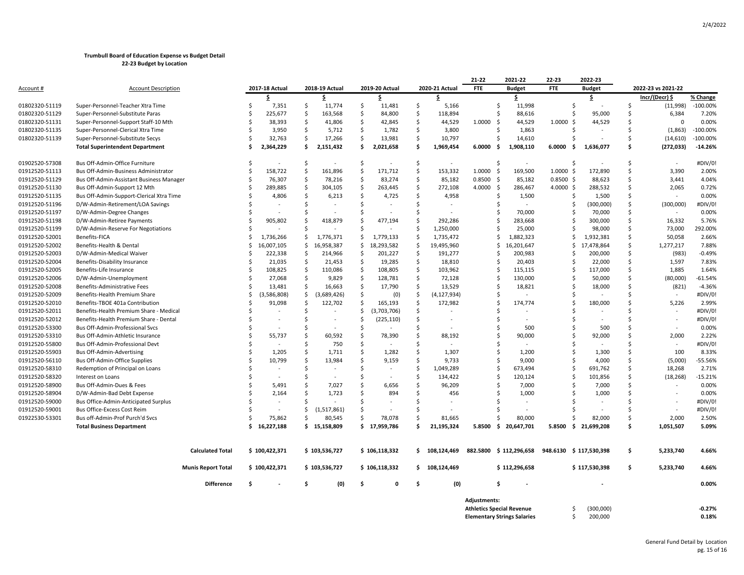**Trumbull Board of Education Expense vs Budget Detail**
**22-23 Budget by Location**

| Account # | Account Description | 2017-18 Actual | 2018-19 Actual | 2019-20 Actual | 2020-21 Actual | 21-22 FTE | 2021-22 Budget | 22-23 FTE | 2022-23 Budget | 2022-23 vs 2021-22 | |
|---|---|---|---|---|---|---|---|---|---|---|---|
| | | $ | $ | $ | $ | | $ | | $ | Incr/(Decr) $ | % Change |
| 01802320-51119 | Super-Personnel-Teacher Xtra Time | $ 7,351 | $ 11,774 | $ 11,481 | $ 5,166 | | $ 11,998 | | $ - | $ (11,998) | -100.00% |
| 01802320-51129 | Super-Personnel-Substitute Paras | $ 225,677 | $ 163,568 | $ 84,800 | $ 118,894 | | $ 88,616 | | $ 95,000 | $ 6,384 | 7.20% |
| 01802320-51131 | Super-Personnel-Support Staff-10 Mth | $ 38,393 | $ 41,806 | $ 42,845 | $ 44,529 | 1.0000 | $ 44,529 | 1.0000 | $ 44,529 | $ 0 | 0.00% |
| 01802320-51135 | Super-Personnel-Clerical Xtra Time | $ 3,950 | $ 5,712 | $ 1,782 | $ 3,800 | | $ 1,863 | | $ - | $ (1,863) | -100.00% |
| 01802320-51139 | Super-Personnel-Substitute Secys | $ 32,763 | $ 17,266 | $ 13,981 | $ 10,797 | | $ 14,610 | | $ - | $ (14,610) | -100.00% |
| | **Total Superintendent Department** | **$ 2,364,229** | **$ 2,151,432** | **$ 2,021,658** | **$ 1,969,454** | **6.0000** | **$ 1,908,110** | **6.0000** | **$ 1,636,077** | **$ (272,033)** | **-14.26%** |
| 01902520-57308 | Bus Off-Admin-Office Furniture | $ - | $ - | $ - | $ - | | $ - | | $ - | $ - | #DIV/0! |
| 01912520-51113 | Bus Off-Admin-Business Administrator | $ 158,722 | $ 161,896 | $ 171,712 | $ 153,332 | 1.0000 | $ 169,500 | 1.0000 | $ 172,890 | $ 3,390 | 2.00% |
| 01912520-51129 | Bus Off-Admin-Assistant Business Manager | $ 76,307 | $ 78,216 | $ 83,274 | $ 85,182 | 0.8500 | $ 85,182 | 0.8500 | $ 88,623 | $ 3,441 | 4.04% |
| 01912520-51130 | Bus Off-Admin-Support 12 Mth | $ 289,885 | $ 304,105 | $ 263,445 | $ 272,108 | 4.0000 | $ 286,467 | 4.0000 | $ 288,532 | $ 2,065 | 0.72% |
| 01912520-51135 | Bus Off-Admin-Support-Clerical Xtra Time | $ 4,806 | $ 6,213 | $ 4,725 | $ 4,958 | | $ 1,500 | | $ 1,500 | $ - | 0.00% |
| 01912520-51196 | D/W-Admin-Retirement/LOA Savings | $ - | $ - | $ - | $ - | | $ - | | $ (300,000) | $ (300,000) | #DIV/0! |
| 01912520-51197 | D/W-Admin-Degree Changes | $ - | $ - | $ - | $ - | | $ 70,000 | | $ 70,000 | $ - | 0.00% |
| 01912520-51198 | D/W-Admin-Retiree Payments | $ 905,802 | $ 418,879 | $ 477,194 | $ 292,286 | | $ 283,668 | | $ 300,000 | $ 16,332 | 5.76% |
| 01912520-51199 | D/W-Admin-Reserve For Negotiations | $ - | $ - | $ - | $ 1,250,000 | | $ 25,000 | | $ 98,000 | $ 73,000 | 292.00% |
| 01912520-52001 | Benefits-FICA | $ 1,736,266 | $ 1,776,371 | $ 1,779,133 | $ 1,735,472 | | $ 1,882,323 | | $ 1,932,381 | $ 50,058 | 2.66% |
| 01912520-52002 | Benefits-Health & Dental | $ 16,007,105 | $ 16,958,387 | $ 18,293,582 | $ 19,495,960 | | $ 16,201,647 | | $ 17,478,864 | $ 1,277,217 | 7.88% |
| 01912520-52003 | D/W-Admin-Medical Waiver | $ 222,338 | $ 214,966 | $ 201,227 | $ 191,277 | | $ 200,983 | | $ 200,000 | $ (983) | -0.49% |
| 01912520-52004 | Benefits-Disability Insurance | $ 21,035 | $ 21,453 | $ 19,285 | $ 18,810 | | $ 20,403 | | $ 22,000 | $ 1,597 | 7.83% |
| 01912520-52005 | Benefits-Life Insurance | $ 108,825 | $ 110,086 | $ 108,805 | $ 103,962 | | $ 115,115 | | $ 117,000 | $ 1,885 | 1.64% |
| 01912520-52006 | D/W-Admin-Unemployment | $ 27,068 | $ 9,829 | $ 128,781 | $ 72,128 | | $ 130,000 | | $ 50,000 | $ (80,000) | -61.54% |
| 01912520-52008 | Benefits-Administrative Fees | $ 13,481 | $ 16,663 | $ 17,790 | $ 13,529 | | $ 18,821 | | $ 18,000 | $ (821) | -4.36% |
| 01912520-52009 | Benefits-Health Premium Share | $ (3,586,808) | $ (3,689,426) | $ (0) | $ (4,127,934) | | $ - | | $ - | $ - | #DIV/0! |
| 01912520-52010 | Benefits-TBOE 401a Contribution | $ 91,098 | $ 122,702 | $ 165,193 | $ 172,982 | | $ 174,774 | | $ 180,000 | $ 5,226 | 2.99% |
| 01912520-52011 | Benefits-Health Premium Share - Medical | $ - | $ - | $ (3,703,706) | $ - | | $ - | | $ - | $ - | #DIV/0! |
| 01912520-52012 | Benefits-Health Premium Share - Dental | $ - | $ - | $ (225,110) | $ - | | $ - | | $ - | $ - | #DIV/0! |
| 01912520-53300 | Bus Off-Admin-Professional Svcs | $ - | $ - | $ - | $ - | | $ 500 | | $ 500 | $ - | 0.00% |
| 01912520-53310 | Bus Off-Admin-Athletic Insurance | $ 55,737 | $ 60,592 | $ 78,390 | $ 88,192 | | $ 90,000 | | $ 92,000 | $ 2,000 | 2.22% |
| 01912520-55800 | Bus Off-Admin-Professional Devt | $ - | $ 750 | $ - | $ - | | $ - | | $ - | $ - | #DIV/0! |
| 01912520-55903 | Bus Off-Admin-Advertising | $ 1,205 | $ 1,711 | $ 1,282 | $ 1,307 | | $ 1,200 | | $ 1,300 | $ 100 | 8.33% |
| 01912520-56110 | Bus Off-Admin-Office Supplies | $ 10,799 | $ 13,984 | $ 9,159 | $ 9,733 | | $ 9,000 | | $ 4,000 | $ (5,000) | -55.56% |
| 01912520-58310 | Redemption of Principal on Loans | $ - | $ - | $ - | $ 1,049,289 | | $ 673,494 | | $ 691,762 | $ 18,268 | 2.71% |
| 01912520-58320 | Interest on Loans | $ - | $ - | $ - | $ 134,422 | | $ 120,124 | | $ 101,856 | $ (18,268) | -15.21% |
| 01912520-58900 | Bus Off-Admin-Dues & Fees | $ 5,491 | $ 7,027 | $ 6,656 | $ 96,209 | | $ 7,000 | | $ 7,000 | $ - | 0.00% |
| 01912520-58904 | D/W-Admin-Bad Debt Expense | $ 2,164 | $ 1,723 | $ 894 | $ 456 | | $ 1,000 | | $ 1,000 | $ - | 0.00% |
| 01912520-59000 | Bus Office-Admin-Anticipated Surplus | $ - | $ - | $ - | $ - | | $ - | | $ - | $ - | #DIV/0! |
| 01912520-59001 | Bus Office-Excess Cost Reim | $ - | $ (1,517,861) | $ - | $ - | | $ - | | $ - | $ - | #DIV/0! |
| 01922530-53301 | Bus off-Admin-Prof Purch'd Svcs | $ 75,862 | $ 80,545 | $ 78,078 | $ 81,665 | | $ 80,000 | | $ 82,000 | $ 2,000 | 2.50% |
| | **Total Business Department** | **$ 16,227,188** | **$ 15,158,809** | **$ 17,959,786** | **$ 21,195,324** | **5.8500** | **$ 20,647,701** | **5.8500** | **$ 21,699,208** | **$ 1,051,507** | **5.09%** |
| | **Calculated Total** | **$ 100,422,371** | **$ 103,536,727** | **$ 106,118,332** | **$ 108,124,469** | **882.5800** | **$ 112,296,658** | **948.6130** | **$ 117,530,398** | **$ 5,233,740** | **4.66%** |
| | **Munis Report Total** | **$ 100,422,371** | **$ 103,536,727** | **$ 106,118,332** | **$ 108,124,469** | | **$ 112,296,658** | | **$ 117,530,398** | **$ 5,233,740** | **4.66%** |
| | **Difference** | **$ -** | **$ (0)** | **$ 0** | **$ (0)** | | **$ -** | | **-** | | **0.00%** |

**Adjustments:**

| | | |
|---|---|---|
| **Athletics Special Revenue** | $ (300,000) | **-0.27%** |
| **Elementary Strings Salaries** | $ 200,000 | **0.18%** |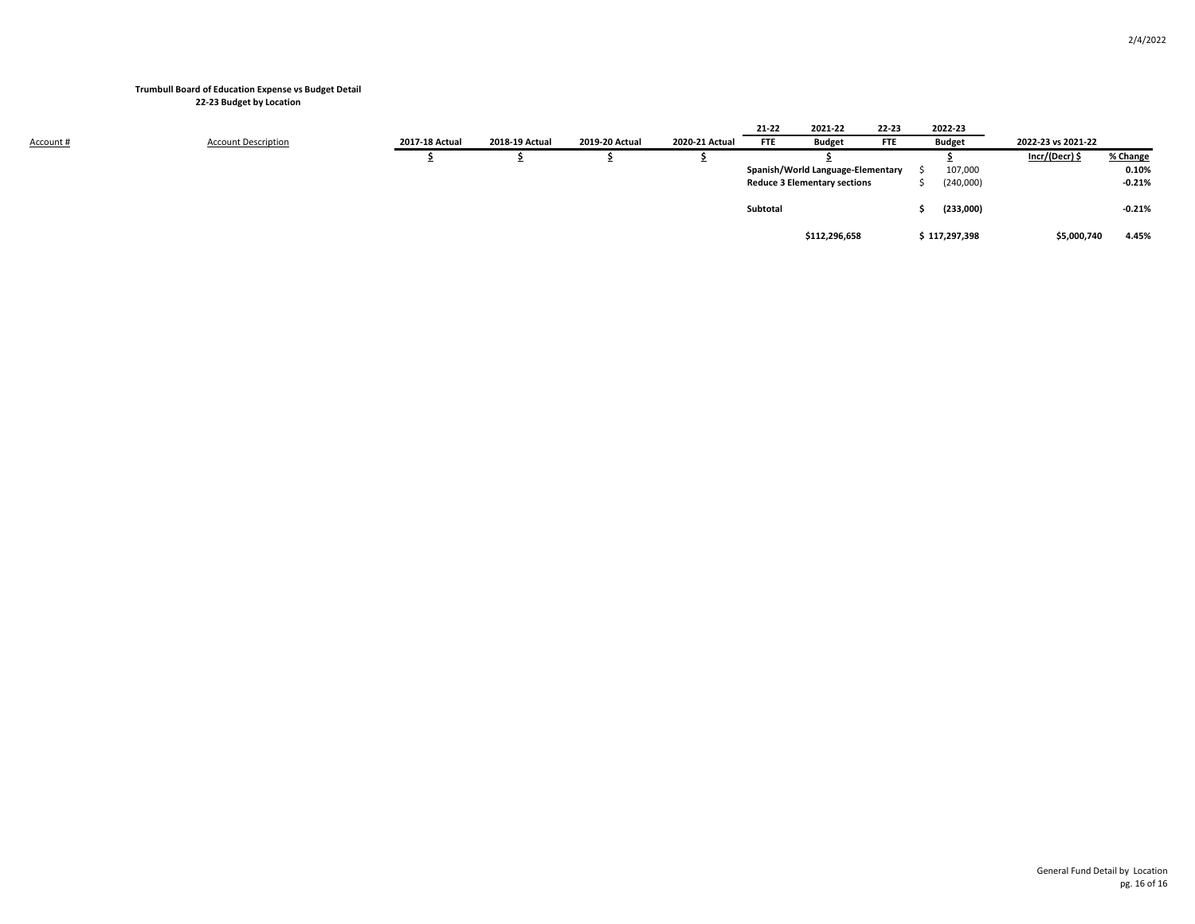**Trumbull Board of Education Expense vs Budget Detail**
**22-23 Budget by Location**

| Account # | Account Description | 2017-18 Actual | 2018-19 Actual | 2019-20 Actual | 2020-21 Actual | 21-22 FTE | 2021-22 Budget | 22-23 FTE | 2022-23 Budget | 2022-23 vs 2021-22 Incr/(Decr) $ | % Change |
|---|---|---|---|---|---|---|---|---|---|---|---|
| | | $ | $ | $ | $ | | $ | | $ | | |
| | | | | | | **Spanish/World Language-Elementary** | | | $ 107,000 | | **0.10%** |
| | | | | | | **Reduce 3 Elementary sections** | | | $ (240,000) | | **-0.21%** |
| | | | | | | **Subtotal** | | | **$ (233,000)** | | **-0.21%** |
| | | | | | | | **$112,296,658** | | **$ 117,297,398** | **$5,000,740** | **4.45%** |